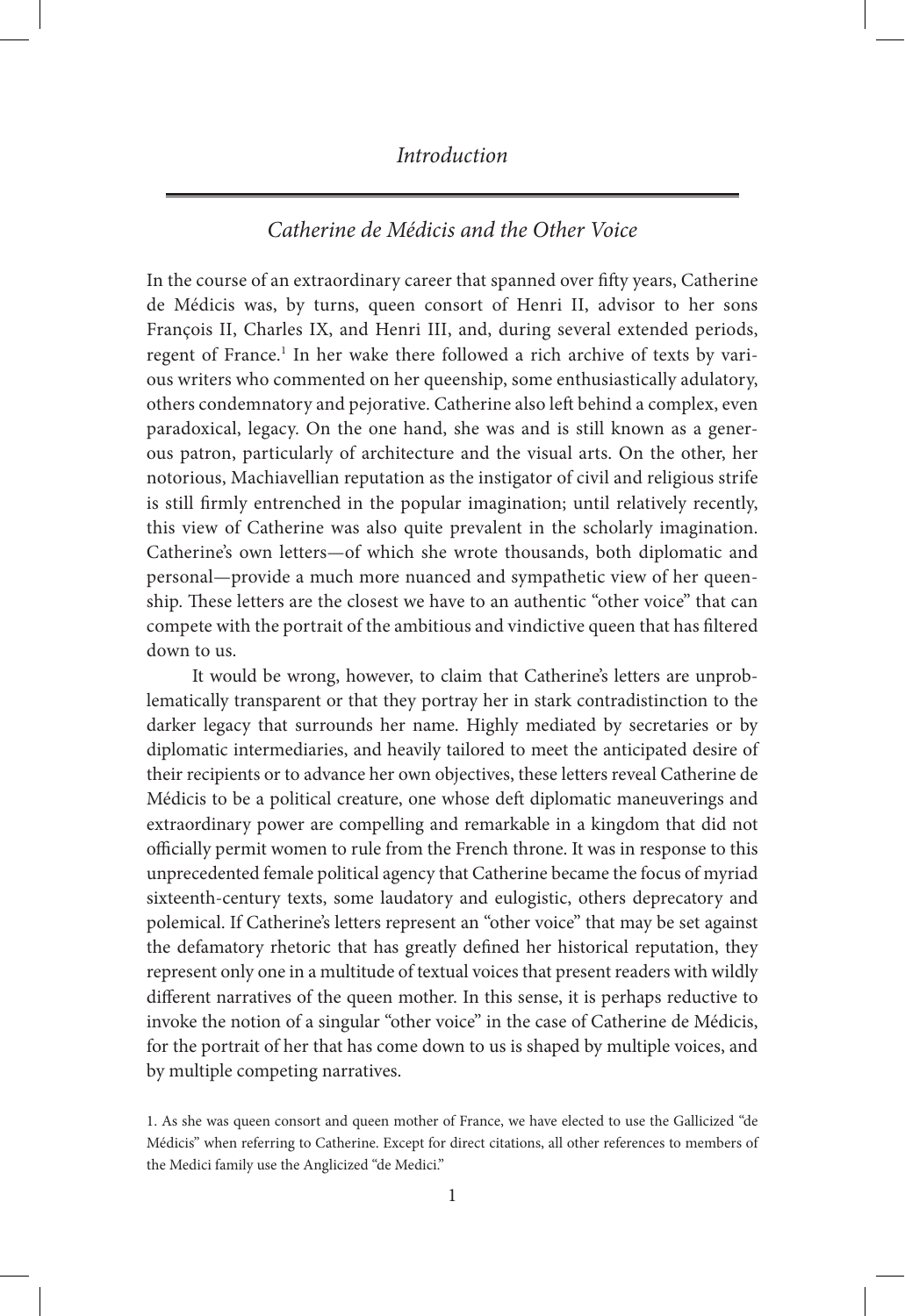# Introduction

## Catherine de Médicis and the Other Voice

In the course of an extraordinary career that spanned over fifty years, Catherine de Médicis was, by turns, queen consort of Henri II, advisor to her sons François II, Charles IX, and Henri III, and, during several extended periods, regent of France.[1] In her wake there followed a rich archive of texts by various writers who commented on her queenship, some enthusiastically adulatory, others condemnatory and pejorative. Catherine also left behind a complex, even paradoxical, legacy. On the one hand, she was and is still known as a generous patron, particularly of architecture and the visual arts. On the other, her notorious, Machiavellian reputation as the instigator of civil and religious strife is still firmly entrenched in the popular imagination; until relatively recently, this view of Catherine was also quite prevalent in the scholarly imagination. Catherine's own letters—of which she wrote thousands, both diplomatic and personal—provide a much more nuanced and sympathetic view of her queenship. These letters are the closest we have to an authentic "other voice" that can compete with the portrait of the ambitious and vindictive queen that has filtered down to us.

It would be wrong, however, to claim that Catherine's letters are unproblematically transparent or that they portray her in stark contradistinction to the darker legacy that surrounds her name. Highly mediated by secretaries or by diplomatic intermediaries, and heavily tailored to meet the anticipated desire of their recipients or to advance her own objectives, these letters reveal Catherine de Médicis to be a political creature, one whose deft diplomatic maneuverings and extraordinary power are compelling and remarkable in a kingdom that did not officially permit women to rule from the French throne. It was in response to this unprecedented female political agency that Catherine became the focus of myriad sixteenth-century texts, some laudatory and eulogistic, others deprecatory and polemical. If Catherine's letters represent an "other voice" that may be set against the defamatory rhetoric that has greatly defined her historical reputation, they represent only one in a multitude of textual voices that present readers with wildly different narratives of the queen mother. In this sense, it is perhaps reductive to invoke the notion of a singular "other voice" in the case of Catherine de Médicis, for the portrait of her that has come down to us is shaped by multiple voices, and by multiple competing narratives.

1. As she was queen consort and queen mother of France, we have elected to use the Gallicized "de Médicis" when referring to Catherine. Except for direct citations, all other references to members of the Medici family use the Anglicized "de Medici."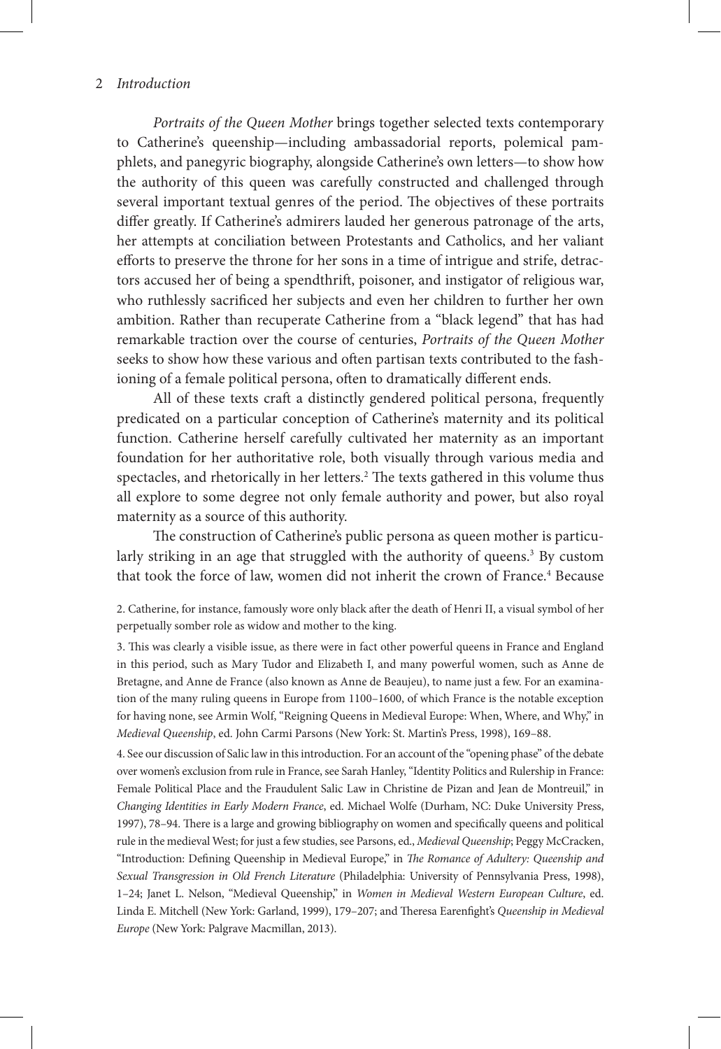*Portraits of the Queen Mother* brings together selected texts contemporary to Catherine's queenship—including ambassadorial reports, polemical pamphlets, and panegyric biography, alongside Catherine's own letters—to show how the authority of this queen was carefully constructed and challenged through several important textual genres of the period. The objectives of these portraits differ greatly. If Catherine's admirers lauded her generous patronage of the arts, her attempts at conciliation between Protestants and Catholics, and her valiant efforts to preserve the throne for her sons in a time of intrigue and strife, detractors accused her of being a spendthrift, poisoner, and instigator of religious war, who ruthlessly sacrificed her subjects and even her children to further her own ambition. Rather than recuperate Catherine from a "black legend" that has had remarkable traction over the course of centuries, *Portraits of the Queen Mother* seeks to show how these various and often partisan texts contributed to the fashioning of a female political persona, often to dramatically different ends.

All of these texts craft a distinctly gendered political persona, frequently predicated on a particular conception of Catherine's maternity and its political function. Catherine herself carefully cultivated her maternity as an important foundation for her authoritative role, both visually through various media and spectacles, and rhetorically in her letters.[2] The texts gathered in this volume thus all explore to some degree not only female authority and power, but also royal maternity as a source of this authority.

The construction of Catherine's public persona as queen mother is particularly striking in an age that struggled with the authority of queens.[3] By custom that took the force of law, women did not inherit the crown of France.[4] Because

2. Catherine, for instance, famously wore only black after the death of Henri II, a visual symbol of her perpetually somber role as widow and mother to the king.

3. This was clearly a visible issue, as there were in fact other powerful queens in France and England in this period, such as Mary Tudor and Elizabeth I, and many powerful women, such as Anne de Bretagne, and Anne de France (also known as Anne de Beaujeu), to name just a few. For an examination of the many ruling queens in Europe from 1100–1600, of which France is the notable exception for having none, see Armin Wolf, "Reigning Queens in Medieval Europe: When, Where, and Why," in *Medieval Queenship*, ed. John Carmi Parsons (New York: St. Martin's Press, 1998), 169–88.

4. See our discussion of Salic law in this introduction. For an account of the "opening phase" of the debate over women's exclusion from rule in France, see Sarah Hanley, "Identity Politics and Rulership in France: Female Political Place and the Fraudulent Salic Law in Christine de Pizan and Jean de Montreuil," in *Changing Identities in Early Modern France*, ed. Michael Wolfe (Durham, NC: Duke University Press, 1997), 78–94. There is a large and growing bibliography on women and specifically queens and political rule in the medieval West; for just a few studies, see Parsons, ed., *Medieval Queenship*; Peggy McCracken, "Introduction: Defining Queenship in Medieval Europe," in *The Romance of Adultery: Queenship and Sexual Transgression in Old French Literature* (Philadelphia: University of Pennsylvania Press, 1998), 1–24; Janet L. Nelson, "Medieval Queenship," in *Women in Medieval Western European Culture*, ed. Linda E. Mitchell (New York: Garland, 1999), 179–207; and Theresa Earenfight's *Queenship in Medieval Europe* (New York: Palgrave Macmillan, 2013).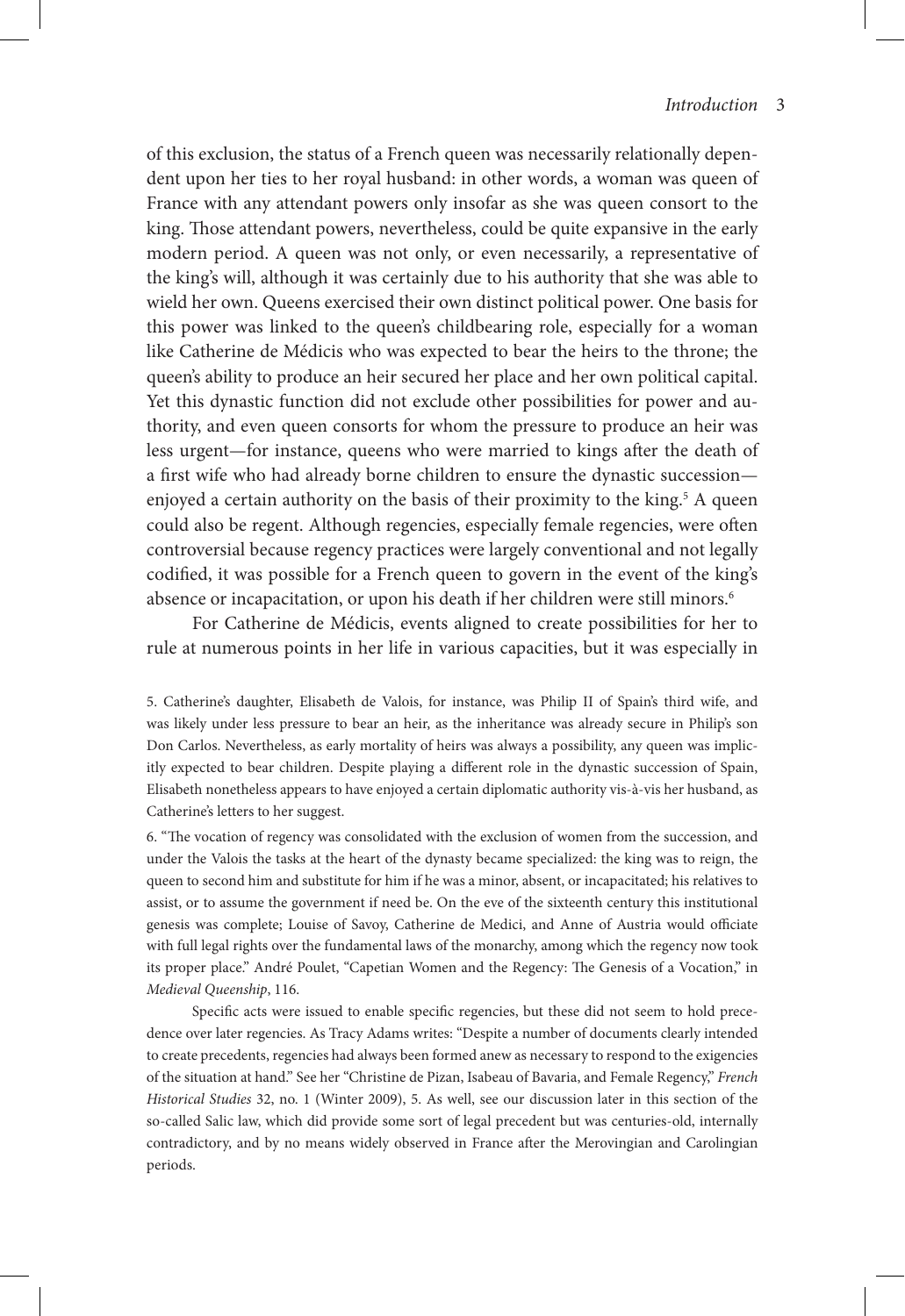of this exclusion, the status of a French queen was necessarily relationally dependent upon her ties to her royal husband: in other words, a woman was queen of France with any attendant powers only insofar as she was queen consort to the king. Those attendant powers, nevertheless, could be quite expansive in the early modern period. A queen was not only, or even necessarily, a representative of the king's will, although it was certainly due to his authority that she was able to wield her own. Queens exercised their own distinct political power. One basis for this power was linked to the queen's childbearing role, especially for a woman like Catherine de Médicis who was expected to bear the heirs to the throne; the queen's ability to produce an heir secured her place and her own political capital. Yet this dynastic function did not exclude other possibilities for power and authority, and even queen consorts for whom the pressure to produce an heir was less urgent—for instance, queens who were married to kings after the death of a first wife who had already borne children to ensure the dynastic succession—enjoyed a certain authority on the basis of their proximity to the king.[5] A queen could also be regent. Although regencies, especially female regencies, were often controversial because regency practices were largely conventional and not legally codified, it was possible for a French queen to govern in the event of the king's absence or incapacitation, or upon his death if her children were still minors.[6]

For Catherine de Médicis, events aligned to create possibilities for her to rule at numerous points in her life in various capacities, but it was especially in

5. Catherine's daughter, Elisabeth de Valois, for instance, was Philip II of Spain's third wife, and was likely under less pressure to bear an heir, as the inheritance was already secure in Philip's son Don Carlos. Nevertheless, as early mortality of heirs was always a possibility, any queen was implicitly expected to bear children. Despite playing a different role in the dynastic succession of Spain, Elisabeth nonetheless appears to have enjoyed a certain diplomatic authority vis-à-vis her husband, as Catherine's letters to her suggest.

6. "The vocation of regency was consolidated with the exclusion of women from the succession, and under the Valois the tasks at the heart of the dynasty became specialized: the king was to reign, the queen to second him and substitute for him if he was a minor, absent, or incapacitated; his relatives to assist, or to assume the government if need be. On the eve of the sixteenth century this institutional genesis was complete; Louise of Savoy, Catherine de Medici, and Anne of Austria would officiate with full legal rights over the fundamental laws of the monarchy, among which the regency now took its proper place." André Poulet, "Capetian Women and the Regency: The Genesis of a Vocation," in *Medieval Queenship*, 116.

Specific acts were issued to enable specific regencies, but these did not seem to hold precedence over later regencies. As Tracy Adams writes: "Despite a number of documents clearly intended to create precedents, regencies had always been formed anew as necessary to respond to the exigencies of the situation at hand." See her "Christine de Pizan, Isabeau of Bavaria, and Female Regency," *French Historical Studies* 32, no. 1 (Winter 2009), 5. As well, see our discussion later in this section of the so-called Salic law, which did provide some sort of legal precedent but was centuries-old, internally contradictory, and by no means widely observed in France after the Merovingian and Carolingian periods.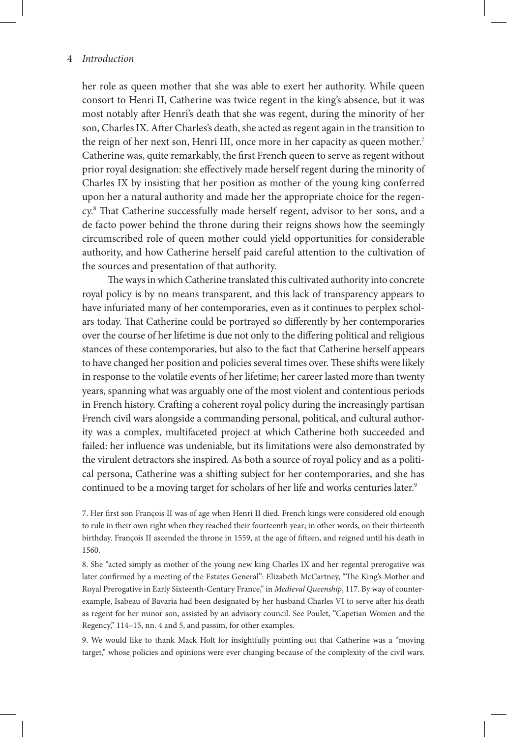her role as queen mother that she was able to exert her authority. While queen consort to Henri II, Catherine was twice regent in the king's absence, but it was most notably after Henri's death that she was regent, during the minority of her son, Charles IX. After Charles's death, she acted as regent again in the transition to the reign of her next son, Henri III, once more in her capacity as queen mother.[7] Catherine was, quite remarkably, the first French queen to serve as regent without prior royal designation: she effectively made herself regent during the minority of Charles IX by insisting that her position as mother of the young king conferred upon her a natural authority and made her the appropriate choice for the regency.[8] That Catherine successfully made herself regent, advisor to her sons, and a de facto power behind the throne during their reigns shows how the seemingly circumscribed role of queen mother could yield opportunities for considerable authority, and how Catherine herself paid careful attention to the cultivation of the sources and presentation of that authority.

The ways in which Catherine translated this cultivated authority into concrete royal policy is by no means transparent, and this lack of transparency appears to have infuriated many of her contemporaries, even as it continues to perplex scholars today. That Catherine could be portrayed so differently by her contemporaries over the course of her lifetime is due not only to the differing political and religious stances of these contemporaries, but also to the fact that Catherine herself appears to have changed her position and policies several times over. These shifts were likely in response to the volatile events of her lifetime; her career lasted more than twenty years, spanning what was arguably one of the most violent and contentious periods in French history. Crafting a coherent royal policy during the increasingly partisan French civil wars alongside a commanding personal, political, and cultural authority was a complex, multifaceted project at which Catherine both succeeded and failed: her influence was undeniable, but its limitations were also demonstrated by the virulent detractors she inspired. As both a source of royal policy and as a political persona, Catherine was a shifting subject for her contemporaries, and she has continued to be a moving target for scholars of her life and works centuries later.[9]

7. Her first son François II was of age when Henri II died. French kings were considered old enough to rule in their own right when they reached their fourteenth year; in other words, on their thirteenth birthday. François II ascended the throne in 1559, at the age of fifteen, and reigned until his death in 1560.

8. She "acted simply as mother of the young new king Charles IX and her regental prerogative was later confirmed by a meeting of the Estates General": Elizabeth McCartney, "The King's Mother and Royal Prerogative in Early Sixteenth-Century France," in *Medieval Queenship*, 117. By way of counterexample, Isabeau of Bavaria had been designated by her husband Charles VI to serve after his death as regent for her minor son, assisted by an advisory council. See Poulet, "Capetian Women and the Regency," 114–15, nn. 4 and 5, and passim, for other examples.

9. We would like to thank Mack Holt for insightfully pointing out that Catherine was a "moving target," whose policies and opinions were ever changing because of the complexity of the civil wars.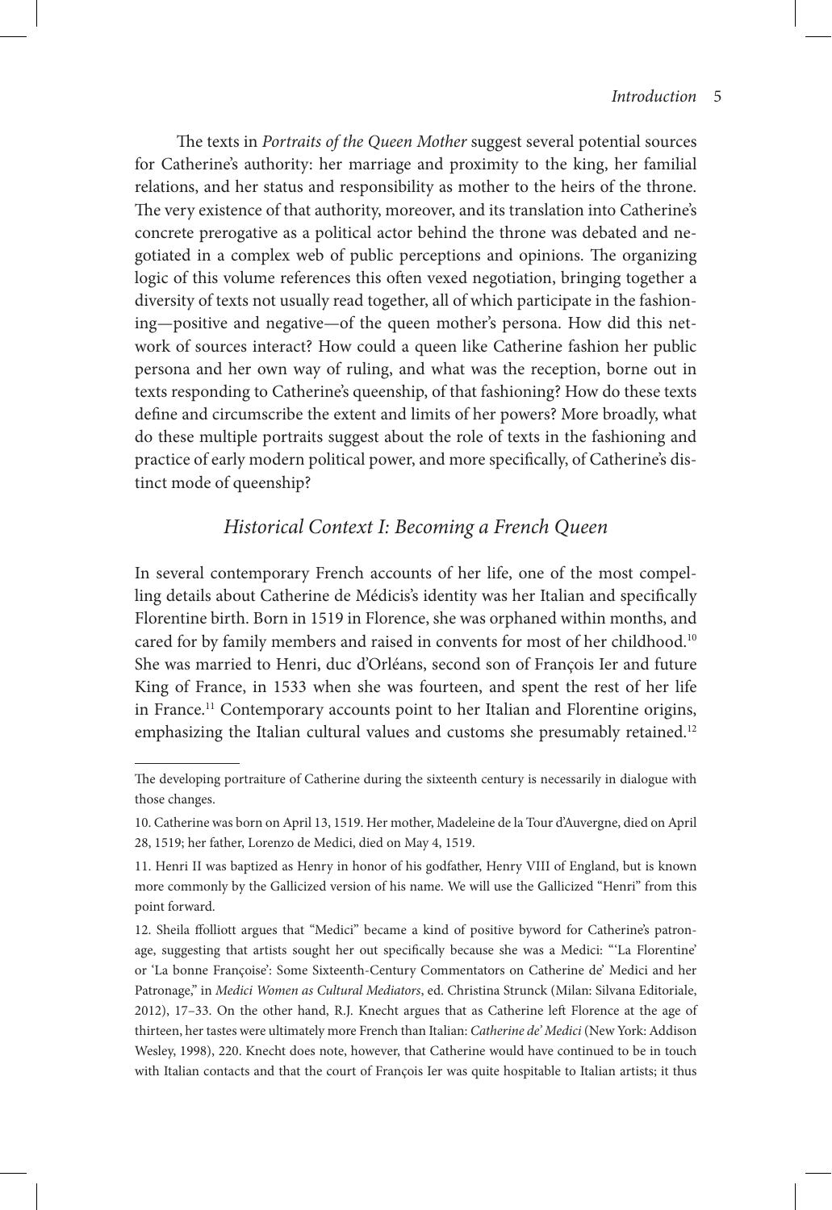The texts in *Portraits of the Queen Mother* suggest several potential sources for Catherine's authority: her marriage and proximity to the king, her familial relations, and her status and responsibility as mother to the heirs of the throne. The very existence of that authority, moreover, and its translation into Catherine's concrete prerogative as a political actor behind the throne was debated and negotiated in a complex web of public perceptions and opinions. The organizing logic of this volume references this often vexed negotiation, bringing together a diversity of texts not usually read together, all of which participate in the fashioning—positive and negative—of the queen mother's persona. How did this network of sources interact? How could a queen like Catherine fashion her public persona and her own way of ruling, and what was the reception, borne out in texts responding to Catherine's queenship, of that fashioning? How do these texts define and circumscribe the extent and limits of her powers? More broadly, what do these multiple portraits suggest about the role of texts in the fashioning and practice of early modern political power, and more specifically, of Catherine's distinct mode of queenship?

## *Historical Context I: Becoming a French Queen*

In several contemporary French accounts of her life, one of the most compelling details about Catherine de Médicis's identity was her Italian and specifically Florentine birth. Born in 1519 in Florence, she was orphaned within months, and cared for by family members and raised in convents for most of her childhood.[10] She was married to Henri, duc d'Orléans, second son of François Ier and future King of France, in 1533 when she was fourteen, and spent the rest of her life in France.[11] Contemporary accounts point to her Italian and Florentine origins, emphasizing the Italian cultural values and customs she presumably retained.[12]

---

The developing portraiture of Catherine during the sixteenth century is necessarily in dialogue with those changes.

10. Catherine was born on April 13, 1519. Her mother, Madeleine de la Tour d'Auvergne, died on April 28, 1519; her father, Lorenzo de Medici, died on May 4, 1519.

11. Henri II was baptized as Henry in honor of his godfather, Henry VIII of England, but is known more commonly by the Gallicized version of his name. We will use the Gallicized "Henri" from this point forward.

12. Sheila ffolliott argues that "Medici" became a kind of positive byword for Catherine's patronage, suggesting that artists sought her out specifically because she was a Medici: "'La Florentine' or 'La bonne Françoise': Some Sixteenth-Century Commentators on Catherine de' Medici and her Patronage," in *Medici Women as Cultural Mediators*, ed. Christina Strunck (Milan: Silvana Editoriale, 2012), 17–33. On the other hand, R.J. Knecht argues that as Catherine left Florence at the age of thirteen, her tastes were ultimately more French than Italian: *Catherine de' Medici* (New York: Addison Wesley, 1998), 220. Knecht does note, however, that Catherine would have continued to be in touch with Italian contacts and that the court of François Ier was quite hospitable to Italian artists; it thus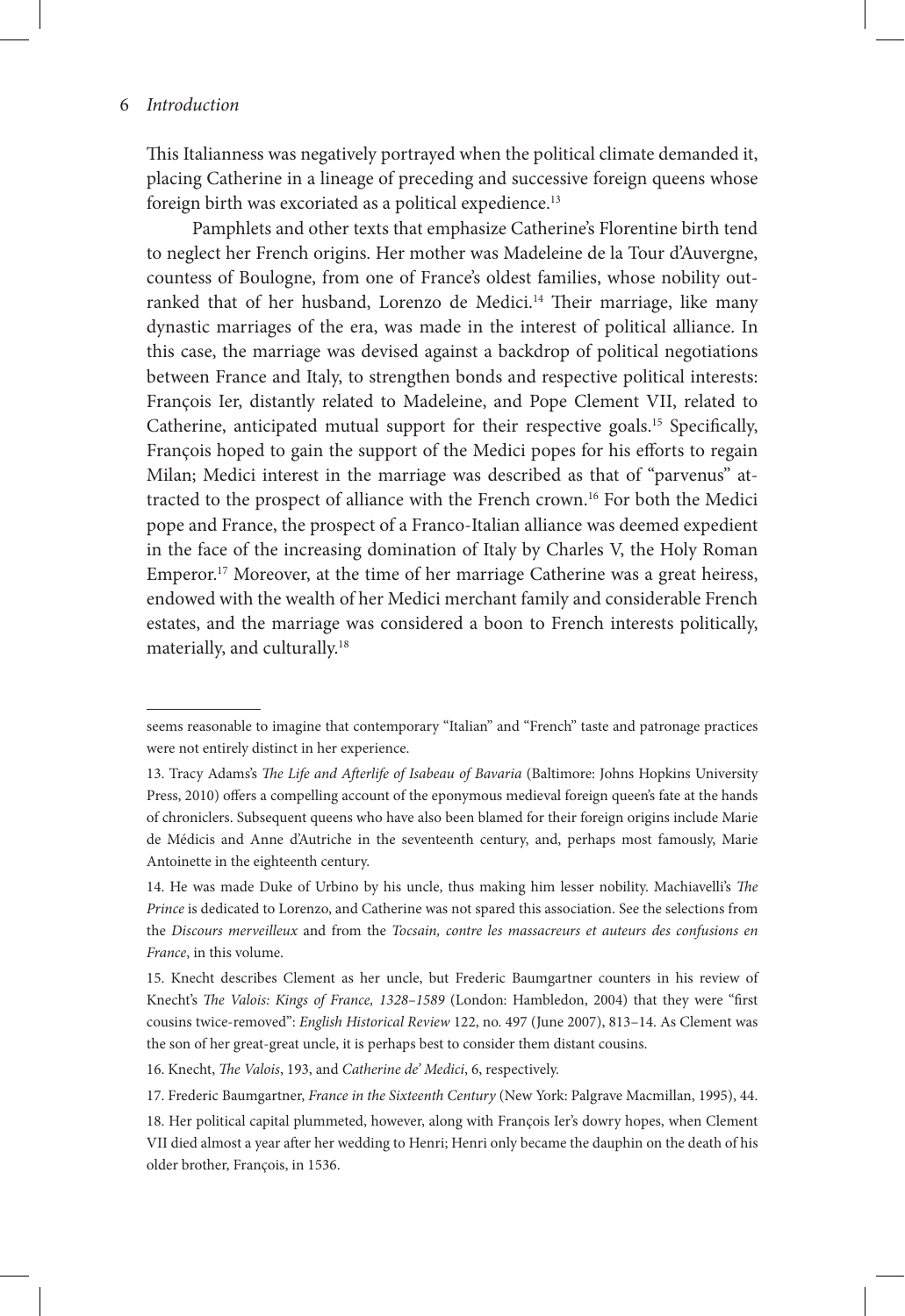This Italianness was negatively portrayed when the political climate demanded it, placing Catherine in a lineage of preceding and successive foreign queens whose foreign birth was excoriated as a political expedience.[13]

Pamphlets and other texts that emphasize Catherine's Florentine birth tend to neglect her French origins. Her mother was Madeleine de la Tour d'Auvergne, countess of Boulogne, from one of France's oldest families, whose nobility outranked that of her husband, Lorenzo de Medici.[14] Their marriage, like many dynastic marriages of the era, was made in the interest of political alliance. In this case, the marriage was devised against a backdrop of political negotiations between France and Italy, to strengthen bonds and respective political interests: François Ier, distantly related to Madeleine, and Pope Clement VII, related to Catherine, anticipated mutual support for their respective goals.[15] Specifically, François hoped to gain the support of the Medici popes for his efforts to regain Milan; Medici interest in the marriage was described as that of "parvenus" attracted to the prospect of alliance with the French crown.[16] For both the Medici pope and France, the prospect of a Franco-Italian alliance was deemed expedient in the face of the increasing domination of Italy by Charles V, the Holy Roman Emperor.[17] Moreover, at the time of her marriage Catherine was a great heiress, endowed with the wealth of her Medici merchant family and considerable French estates, and the marriage was considered a boon to French interests politically, materially, and culturally.[18]

---

seems reasonable to imagine that contemporary "Italian" and "French" taste and patronage practices were not entirely distinct in her experience.

13. Tracy Adams's *The Life and Afterlife of Isabeau of Bavaria* (Baltimore: Johns Hopkins University Press, 2010) offers a compelling account of the eponymous medieval foreign queen's fate at the hands of chroniclers. Subsequent queens who have also been blamed for their foreign origins include Marie de Médicis and Anne d'Autriche in the seventeenth century, and, perhaps most famously, Marie Antoinette in the eighteenth century.

14. He was made Duke of Urbino by his uncle, thus making him lesser nobility. Machiavelli's *The Prince* is dedicated to Lorenzo, and Catherine was not spared this association. See the selections from the *Discours merveilleux* and from the *Tocsain, contre les massacreurs et auteurs des confusions en France*, in this volume.

15. Knecht describes Clement as her uncle, but Frederic Baumgartner counters in his review of Knecht's *The Valois: Kings of France, 1328–1589* (London: Hambledon, 2004) that they were "first cousins twice-removed": *English Historical Review* 122, no. 497 (June 2007), 813–14. As Clement was the son of her great-great uncle, it is perhaps best to consider them distant cousins.

16. Knecht, *The Valois*, 193, and *Catherine de' Medici*, 6, respectively.

17. Frederic Baumgartner, *France in the Sixteenth Century* (New York: Palgrave Macmillan, 1995), 44.

18. Her political capital plummeted, however, along with François Ier's dowry hopes, when Clement VII died almost a year after her wedding to Henri; Henri only became the dauphin on the death of his older brother, François, in 1536.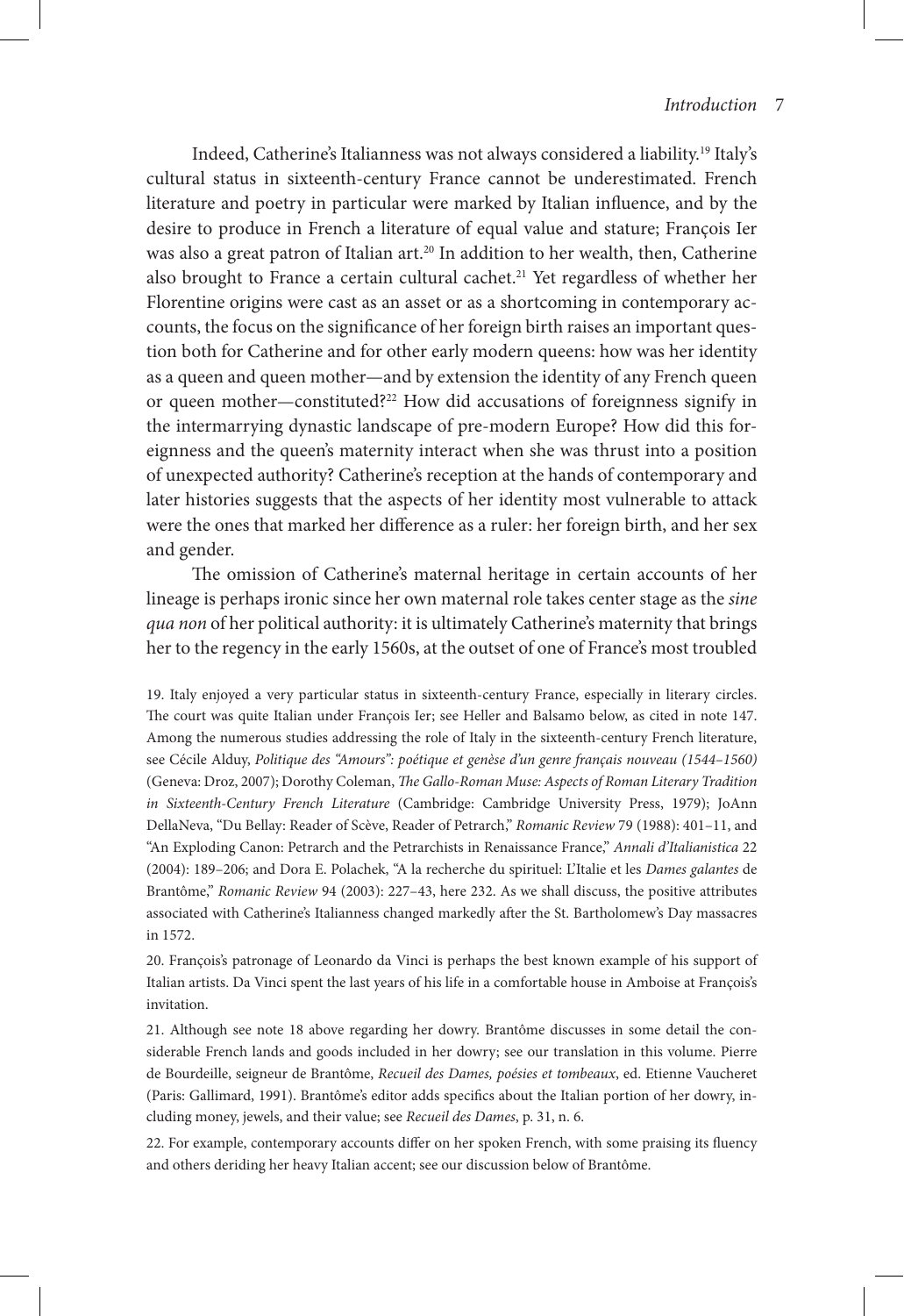Indeed, Catherine's Italianness was not always considered a liability.[19] Italy's cultural status in sixteenth-century France cannot be underestimated. French literature and poetry in particular were marked by Italian influence, and by the desire to produce in French a literature of equal value and stature; François Ier was also a great patron of Italian art.[20] In addition to her wealth, then, Catherine also brought to France a certain cultural cachet.[21] Yet regardless of whether her Florentine origins were cast as an asset or as a shortcoming in contemporary accounts, the focus on the significance of her foreign birth raises an important question both for Catherine and for other early modern queens: how was her identity as a queen and queen mother—and by extension the identity of any French queen or queen mother—constituted?[22] How did accusations of foreignness signify in the intermarrying dynastic landscape of pre-modern Europe? How did this foreignness and the queen's maternity interact when she was thrust into a position of unexpected authority? Catherine's reception at the hands of contemporary and later histories suggests that the aspects of her identity most vulnerable to attack were the ones that marked her difference as a ruler: her foreign birth, and her sex and gender.

The omission of Catherine's maternal heritage in certain accounts of her lineage is perhaps ironic since her own maternal role takes center stage as the *sine qua non* of her political authority: it is ultimately Catherine's maternity that brings her to the regency in the early 1560s, at the outset of one of France's most troubled

19. Italy enjoyed a very particular status in sixteenth-century France, especially in literary circles. The court was quite Italian under François Ier; see Heller and Balsamo below, as cited in note 147. Among the numerous studies addressing the role of Italy in the sixteenth-century French literature, see Cécile Alduy, *Politique des "Amours": poétique et genèse d'un genre français nouveau (1544–1560)* (Geneva: Droz, 2007); Dorothy Coleman, *The Gallo-Roman Muse: Aspects of Roman Literary Tradition in Sixteenth-Century French Literature* (Cambridge: Cambridge University Press, 1979); JoAnn DellaNeva, "Du Bellay: Reader of Scève, Reader of Petrarch," *Romanic Review* 79 (1988): 401–11, and "An Exploding Canon: Petrarch and the Petrarchists in Renaissance France," *Annali d'Italianistica* 22 (2004): 189–206; and Dora E. Polachek, "A la recherche du spirituel: L'Italie et les *Dames galantes* de Brantôme," *Romanic Review* 94 (2003): 227–43, here 232. As we shall discuss, the positive attributes associated with Catherine's Italianness changed markedly after the St. Bartholomew's Day massacres in 1572.

20. François's patronage of Leonardo da Vinci is perhaps the best known example of his support of Italian artists. Da Vinci spent the last years of his life in a comfortable house in Amboise at François's invitation.

21. Although see note 18 above regarding her dowry. Brantôme discusses in some detail the considerable French lands and goods included in her dowry; see our translation in this volume. Pierre de Bourdeille, seigneur de Brantôme, *Recueil des Dames, poésies et tombeaux*, ed. Etienne Vaucheret (Paris: Gallimard, 1991). Brantôme's editor adds specifics about the Italian portion of her dowry, including money, jewels, and their value; see *Recueil des Dames*, p. 31, n. 6.

22. For example, contemporary accounts differ on her spoken French, with some praising its fluency and others deriding her heavy Italian accent; see our discussion below of Brantôme.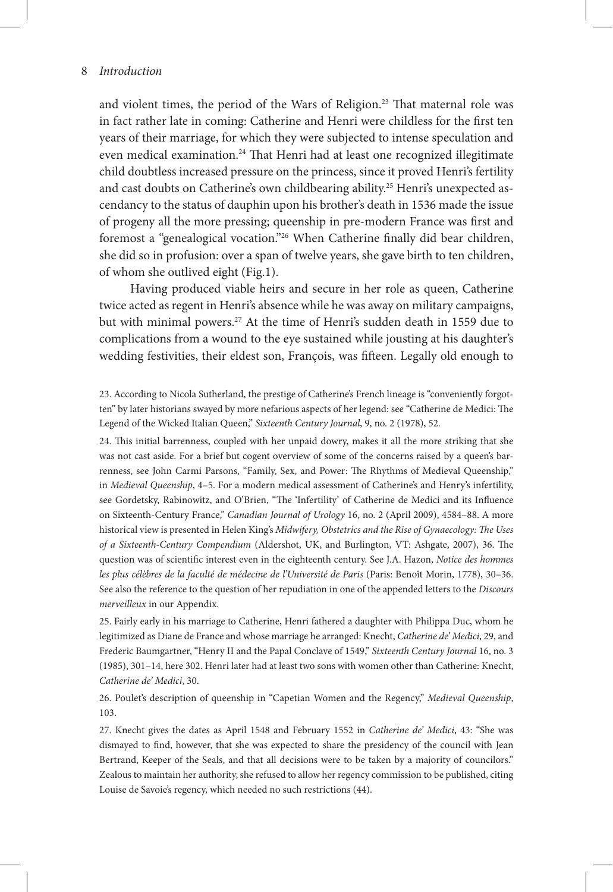and violent times, the period of the Wars of Religion.[23] That maternal role was in fact rather late in coming: Catherine and Henri were childless for the first ten years of their marriage, for which they were subjected to intense speculation and even medical examination.[24] That Henri had at least one recognized illegitimate child doubtless increased pressure on the princess, since it proved Henri's fertility and cast doubts on Catherine's own childbearing ability.[25] Henri's unexpected ascendancy to the status of dauphin upon his brother's death in 1536 made the issue of progeny all the more pressing; queenship in pre-modern France was first and foremost a "genealogical vocation."[26] When Catherine finally did bear children, she did so in profusion: over a span of twelve years, she gave birth to ten children, of whom she outlived eight (Fig.1).

Having produced viable heirs and secure in her role as queen, Catherine twice acted as regent in Henri's absence while he was away on military campaigns, but with minimal powers.[27] At the time of Henri's sudden death in 1559 due to complications from a wound to the eye sustained while jousting at his daughter's wedding festivities, their eldest son, François, was fifteen. Legally old enough to

23. According to Nicola Sutherland, the prestige of Catherine's French lineage is "conveniently forgotten" by later historians swayed by more nefarious aspects of her legend: see "Catherine de Medici: The Legend of the Wicked Italian Queen," *Sixteenth Century Journal*, 9, no. 2 (1978), 52.

24. This initial barrenness, coupled with her unpaid dowry, makes it all the more striking that she was not cast aside. For a brief but cogent overview of some of the concerns raised by a queen's barrenness, see John Carmi Parsons, "Family, Sex, and Power: The Rhythms of Medieval Queenship," in *Medieval Queenship*, 4–5. For a modern medical assessment of Catherine's and Henry's infertility, see Gordetsky, Rabinowitz, and O'Brien, "The 'Infertility' of Catherine de Medici and its Influence on Sixteenth-Century France," *Canadian Journal of Urology* 16, no. 2 (April 2009), 4584–88. A more historical view is presented in Helen King's *Midwifery, Obstetrics and the Rise of Gynaecology: The Uses of a Sixteenth-Century Compendium* (Aldershot, UK, and Burlington, VT: Ashgate, 2007), 36. The question was of scientific interest even in the eighteenth century. See J.A. Hazon, *Notice des hommes les plus célèbres de la faculté de médecine de l'Université de Paris* (Paris: Benoît Morin, 1778), 30–36. See also the reference to the question of her repudiation in one of the appended letters to the *Discours merveilleux* in our Appendix.

25. Fairly early in his marriage to Catherine, Henri fathered a daughter with Philippa Duc, whom he legitimized as Diane de France and whose marriage he arranged: Knecht, *Catherine de' Medici*, 29, and Frederic Baumgartner, "Henry II and the Papal Conclave of 1549," *Sixteenth Century Journal* 16, no. 3 (1985), 301–14, here 302. Henri later had at least two sons with women other than Catherine: Knecht, *Catherine de' Medici*, 30.

26. Poulet's description of queenship in "Capetian Women and the Regency," *Medieval Queenship*, 103.

27. Knecht gives the dates as April 1548 and February 1552 in *Catherine de' Medici*, 43: "She was dismayed to find, however, that she was expected to share the presidency of the council with Jean Bertrand, Keeper of the Seals, and that all decisions were to be taken by a majority of councilors." Zealous to maintain her authority, she refused to allow her regency commission to be published, citing Louise de Savoie's regency, which needed no such restrictions (44).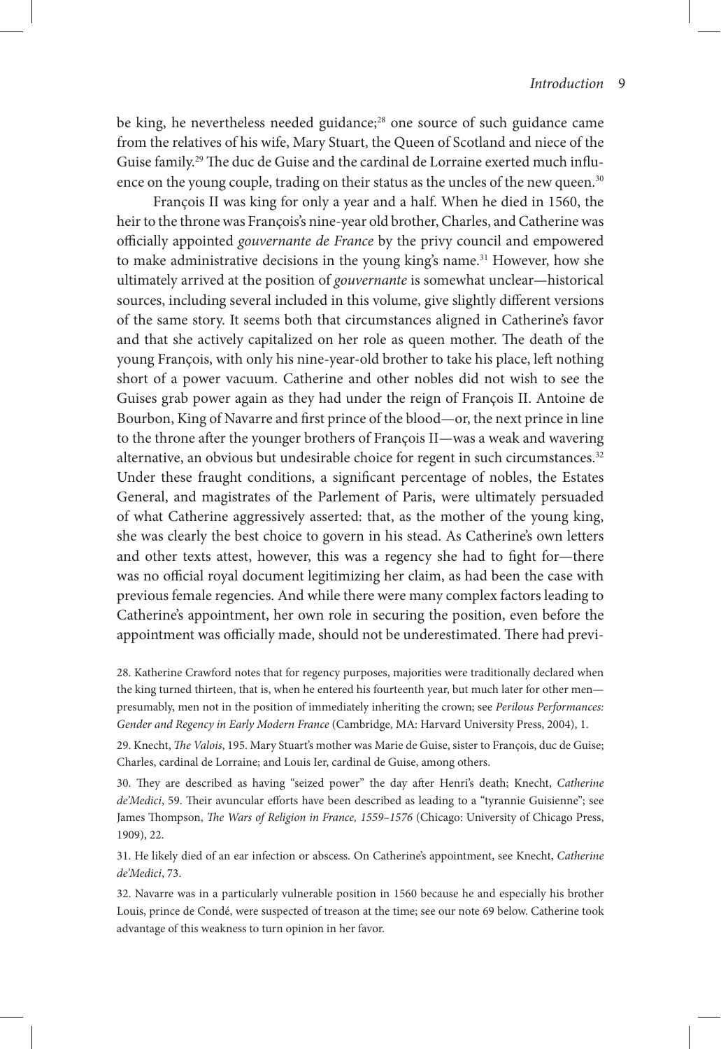be king, he nevertheless needed guidance;[28] one source of such guidance came from the relatives of his wife, Mary Stuart, the Queen of Scotland and niece of the Guise family.[29] The duc de Guise and the cardinal de Lorraine exerted much influence on the young couple, trading on their status as the uncles of the new queen.[30]

François II was king for only a year and a half. When he died in 1560, the heir to the throne was François's nine-year old brother, Charles, and Catherine was officially appointed *gouvernante de France* by the privy council and empowered to make administrative decisions in the young king's name.[31] However, how she ultimately arrived at the position of *gouvernante* is somewhat unclear—historical sources, including several included in this volume, give slightly different versions of the same story. It seems both that circumstances aligned in Catherine's favor and that she actively capitalized on her role as queen mother. The death of the young François, with only his nine-year-old brother to take his place, left nothing short of a power vacuum. Catherine and other nobles did not wish to see the Guises grab power again as they had under the reign of François II. Antoine de Bourbon, King of Navarre and first prince of the blood—or, the next prince in line to the throne after the younger brothers of François II—was a weak and wavering alternative, an obvious but undesirable choice for regent in such circumstances.[32] Under these fraught conditions, a significant percentage of nobles, the Estates General, and magistrates of the Parlement of Paris, were ultimately persuaded of what Catherine aggressively asserted: that, as the mother of the young king, she was clearly the best choice to govern in his stead. As Catherine's own letters and other texts attest, however, this was a regency she had to fight for—there was no official royal document legitimizing her claim, as had been the case with previous female regencies. And while there were many complex factors leading to Catherine's appointment, her own role in securing the position, even before the appointment was officially made, should not be underestimated. There had previ-

28. Katherine Crawford notes that for regency purposes, majorities were traditionally declared when the king turned thirteen, that is, when he entered his fourteenth year, but much later for other men—presumably, men not in the position of immediately inheriting the crown; see *Perilous Performances: Gender and Regency in Early Modern France* (Cambridge, MA: Harvard University Press, 2004), 1.

29. Knecht, *The Valois*, 195. Mary Stuart's mother was Marie de Guise, sister to François, duc de Guise; Charles, cardinal de Lorraine; and Louis Ier, cardinal de Guise, among others.

30. They are described as having "seized power" the day after Henri's death; Knecht, *Catherine de'Medici*, 59. Their avuncular efforts have been described as leading to a "tyrannie Guisienne"; see James Thompson, *The Wars of Religion in France, 1559–1576* (Chicago: University of Chicago Press, 1909), 22.

31. He likely died of an ear infection or abscess. On Catherine's appointment, see Knecht, *Catherine de'Medici*, 73.

32. Navarre was in a particularly vulnerable position in 1560 because he and especially his brother Louis, prince de Condé, were suspected of treason at the time; see our note 69 below. Catherine took advantage of this weakness to turn opinion in her favor.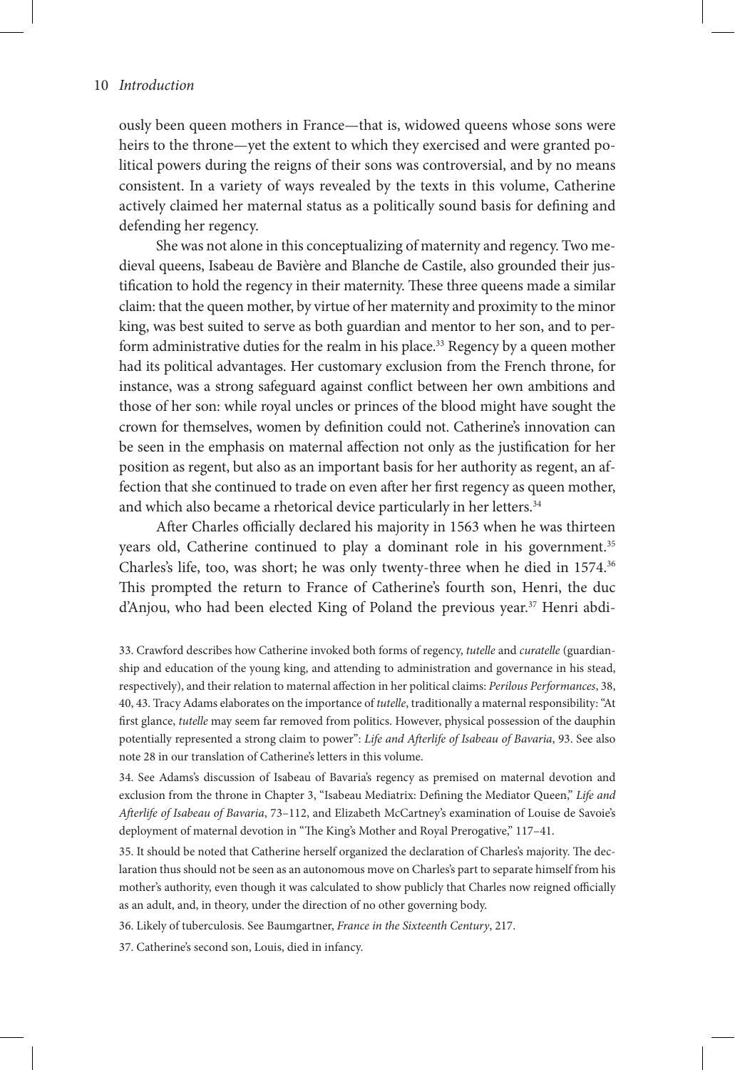ously been queen mothers in France—that is, widowed queens whose sons were heirs to the throne—yet the extent to which they exercised and were granted political powers during the reigns of their sons was controversial, and by no means consistent. In a variety of ways revealed by the texts in this volume, Catherine actively claimed her maternal status as a politically sound basis for defining and defending her regency.

She was not alone in this conceptualizing of maternity and regency. Two medieval queens, Isabeau de Bavière and Blanche de Castile, also grounded their justification to hold the regency in their maternity. These three queens made a similar claim: that the queen mother, by virtue of her maternity and proximity to the minor king, was best suited to serve as both guardian and mentor to her son, and to perform administrative duties for the realm in his place.[33] Regency by a queen mother had its political advantages. Her customary exclusion from the French throne, for instance, was a strong safeguard against conflict between her own ambitions and those of her son: while royal uncles or princes of the blood might have sought the crown for themselves, women by definition could not. Catherine's innovation can be seen in the emphasis on maternal affection not only as the justification for her position as regent, but also as an important basis for her authority as regent, an affection that she continued to trade on even after her first regency as queen mother, and which also became a rhetorical device particularly in her letters.[34]

After Charles officially declared his majority in 1563 when he was thirteen years old, Catherine continued to play a dominant role in his government.[35] Charles's life, too, was short; he was only twenty-three when he died in 1574.[36] This prompted the return to France of Catherine's fourth son, Henri, the duc d'Anjou, who had been elected King of Poland the previous year.[37] Henri abdi-

33. Crawford describes how Catherine invoked both forms of regency, *tutelle* and *curatelle* (guardianship and education of the young king, and attending to administration and governance in his stead, respectively), and their relation to maternal affection in her political claims: *Perilous Performances*, 38, 40, 43. Tracy Adams elaborates on the importance of *tutelle*, traditionally a maternal responsibility: "At first glance, *tutelle* may seem far removed from politics. However, physical possession of the dauphin potentially represented a strong claim to power": *Life and Afterlife of Isabeau of Bavaria*, 93. See also note 28 in our translation of Catherine's letters in this volume.

34. See Adams's discussion of Isabeau of Bavaria's regency as premised on maternal devotion and exclusion from the throne in Chapter 3, "Isabeau Mediatrix: Defining the Mediator Queen," *Life and Afterlife of Isabeau of Bavaria*, 73–112, and Elizabeth McCartney's examination of Louise de Savoie's deployment of maternal devotion in "The King's Mother and Royal Prerogative," 117–41.

35. It should be noted that Catherine herself organized the declaration of Charles's majority. The declaration thus should not be seen as an autonomous move on Charles's part to separate himself from his mother's authority, even though it was calculated to show publicly that Charles now reigned officially as an adult, and, in theory, under the direction of no other governing body.

36. Likely of tuberculosis. See Baumgartner, *France in the Sixteenth Century*, 217.

37. Catherine's second son, Louis, died in infancy.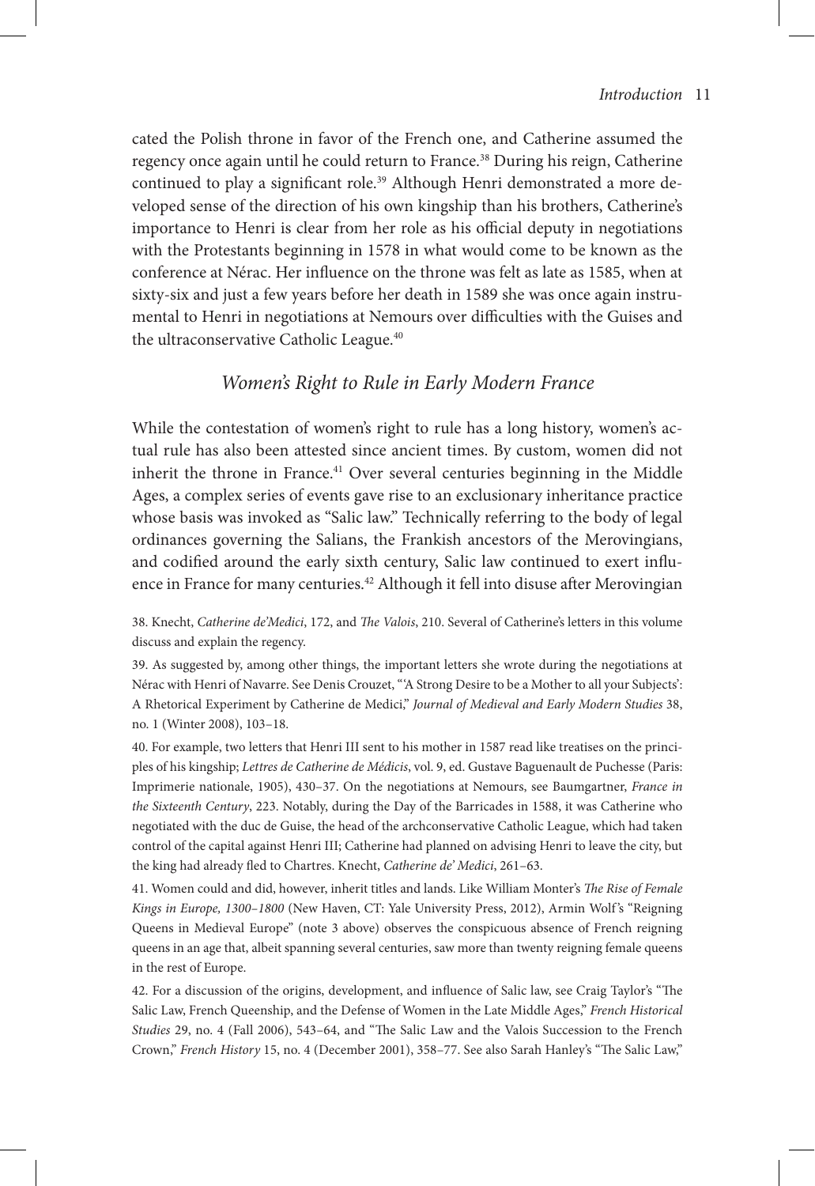cated the Polish throne in favor of the French one, and Catherine assumed the regency once again until he could return to France.[38] During his reign, Catherine continued to play a significant role.[39] Although Henri demonstrated a more developed sense of the direction of his own kingship than his brothers, Catherine's importance to Henri is clear from her role as his official deputy in negotiations with the Protestants beginning in 1578 in what would come to be known as the conference at Nérac. Her influence on the throne was felt as late as 1585, when at sixty-six and just a few years before her death in 1589 she was once again instrumental to Henri in negotiations at Nemours over difficulties with the Guises and the ultraconservative Catholic League.[40]

## *Women's Right to Rule in Early Modern France*

While the contestation of women's right to rule has a long history, women's actual rule has also been attested since ancient times. By custom, women did not inherit the throne in France.[41] Over several centuries beginning in the Middle Ages, a complex series of events gave rise to an exclusionary inheritance practice whose basis was invoked as "Salic law." Technically referring to the body of legal ordinances governing the Salians, the Frankish ancestors of the Merovingians, and codified around the early sixth century, Salic law continued to exert influence in France for many centuries.[42] Although it fell into disuse after Merovingian

38. Knecht, *Catherine de'Medici*, 172, and *The Valois*, 210. Several of Catherine's letters in this volume discuss and explain the regency.

39. As suggested by, among other things, the important letters she wrote during the negotiations at Nérac with Henri of Navarre. See Denis Crouzet, "'A Strong Desire to be a Mother to all your Subjects': A Rhetorical Experiment by Catherine de Medici," *Journal of Medieval and Early Modern Studies* 38, no. 1 (Winter 2008), 103–18.

40. For example, two letters that Henri III sent to his mother in 1587 read like treatises on the principles of his kingship; *Lettres de Catherine de Médicis*, vol. 9, ed. Gustave Baguenault de Puchesse (Paris: Imprimerie nationale, 1905), 430–37. On the negotiations at Nemours, see Baumgartner, *France in the Sixteenth Century*, 223. Notably, during the Day of the Barricades in 1588, it was Catherine who negotiated with the duc de Guise, the head of the archconservative Catholic League, which had taken control of the capital against Henri III; Catherine had planned on advising Henri to leave the city, but the king had already fled to Chartres. Knecht, *Catherine de' Medici*, 261–63.

41. Women could and did, however, inherit titles and lands. Like William Monter's *The Rise of Female Kings in Europe, 1300–1800* (New Haven, CT: Yale University Press, 2012), Armin Wolf's "Reigning Queens in Medieval Europe" (note 3 above) observes the conspicuous absence of French reigning queens in an age that, albeit spanning several centuries, saw more than twenty reigning female queens in the rest of Europe.

42. For a discussion of the origins, development, and influence of Salic law, see Craig Taylor's "The Salic Law, French Queenship, and the Defense of Women in the Late Middle Ages," *French Historical Studies* 29, no. 4 (Fall 2006), 543–64, and "The Salic Law and the Valois Succession to the French Crown," *French History* 15, no. 4 (December 2001), 358–77. See also Sarah Hanley's "The Salic Law,"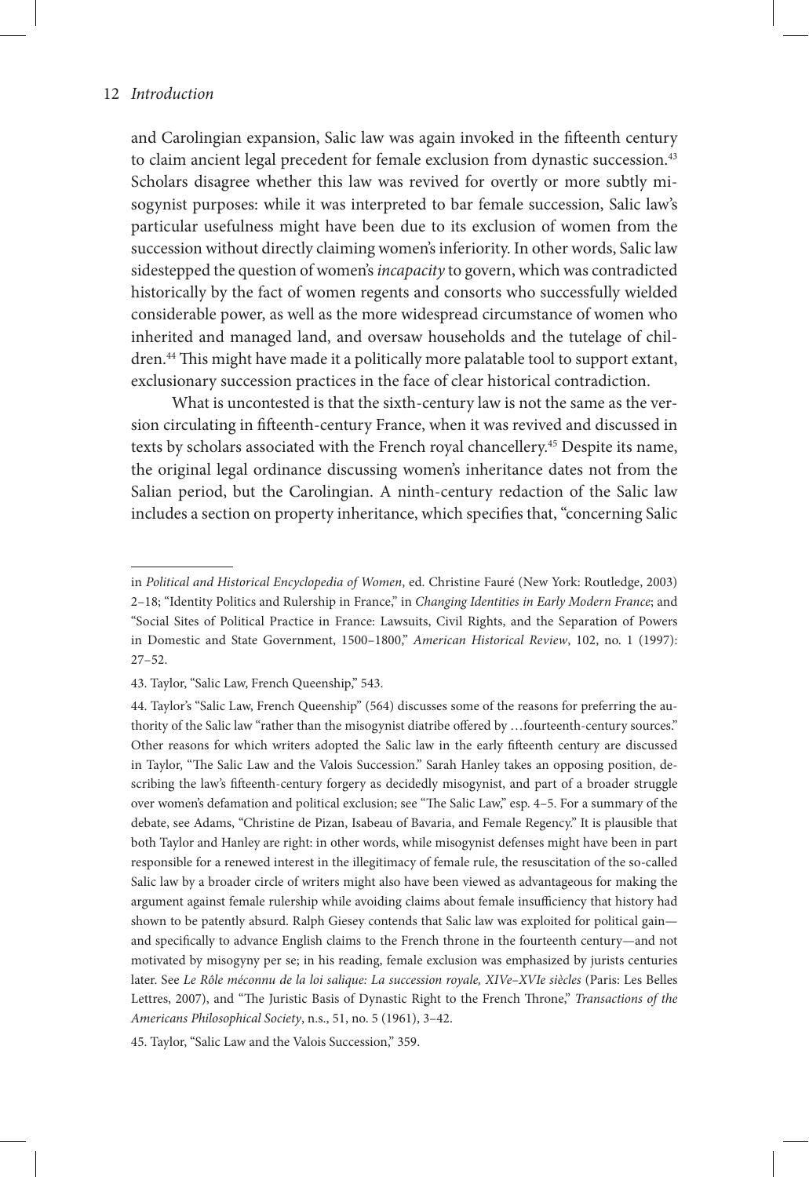and Carolingian expansion, Salic law was again invoked in the fifteenth century to claim ancient legal precedent for female exclusion from dynastic succession.[43] Scholars disagree whether this law was revived for overtly or more subtly misogynist purposes: while it was interpreted to bar female succession, Salic law's particular usefulness might have been due to its exclusion of women from the succession without directly claiming women's inferiority. In other words, Salic law sidestepped the question of women's *incapacity* to govern, which was contradicted historically by the fact of women regents and consorts who successfully wielded considerable power, as well as the more widespread circumstance of women who inherited and managed land, and oversaw households and the tutelage of children.[44] This might have made it a politically more palatable tool to support extant, exclusionary succession practices in the face of clear historical contradiction.

What is uncontested is that the sixth-century law is not the same as the version circulating in fifteenth-century France, when it was revived and discussed in texts by scholars associated with the French royal chancellery.[45] Despite its name, the original legal ordinance discussing women's inheritance dates not from the Salian period, but the Carolingian. A ninth-century redaction of the Salic law includes a section on property inheritance, which specifies that, "concerning Salic

---

in *Political and Historical Encyclopedia of Women*, ed. Christine Fauré (New York: Routledge, 2003) 2–18; "Identity Politics and Rulership in France," in *Changing Identities in Early Modern France*; and "Social Sites of Political Practice in France: Lawsuits, Civil Rights, and the Separation of Powers in Domestic and State Government, 1500–1800," *American Historical Review*, 102, no. 1 (1997): 27–52.

43. Taylor, "Salic Law, French Queenship," 543.

44. Taylor's "Salic Law, French Queenship" (564) discusses some of the reasons for preferring the authority of the Salic law "rather than the misogynist diatribe offered by …fourteenth-century sources." Other reasons for which writers adopted the Salic law in the early fifteenth century are discussed in Taylor, "The Salic Law and the Valois Succession." Sarah Hanley takes an opposing position, describing the law's fifteenth-century forgery as decidedly misogynist, and part of a broader struggle over women's defamation and political exclusion; see "The Salic Law," esp. 4–5. For a summary of the debate, see Adams, "Christine de Pizan, Isabeau of Bavaria, and Female Regency." It is plausible that both Taylor and Hanley are right: in other words, while misogynist defenses might have been in part responsible for a renewed interest in the illegitimacy of female rule, the resuscitation of the so-called Salic law by a broader circle of writers might also have been viewed as advantageous for making the argument against female rulership while avoiding claims about female insufficiency that history had shown to be patently absurd. Ralph Giesey contends that Salic law was exploited for political gain—and specifically to advance English claims to the French throne in the fourteenth century—and not motivated by misogyny per se; in his reading, female exclusion was emphasized by jurists centuries later. See *Le Rôle méconnu de la loi salique: La succession royale, XIVe–XVIe siècles* (Paris: Les Belles Lettres, 2007), and "The Juristic Basis of Dynastic Right to the French Throne," *Transactions of the Americans Philosophical Society*, n.s., 51, no. 5 (1961), 3–42.

45. Taylor, "Salic Law and the Valois Succession," 359.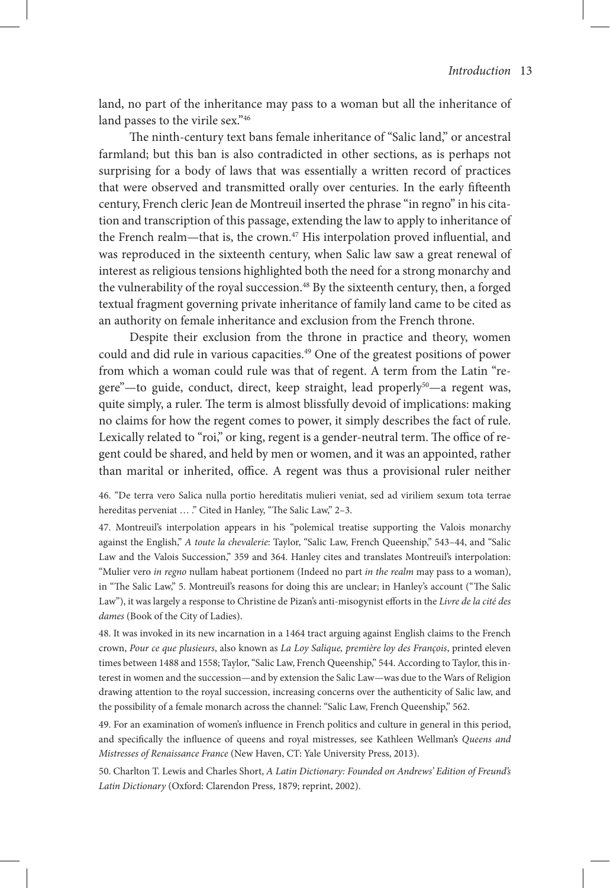land, no part of the inheritance may pass to a woman but all the inheritance of land passes to the virile sex."[46]

The ninth-century text bans female inheritance of "Salic land," or ancestral farmland; but this ban is also contradicted in other sections, as is perhaps not surprising for a body of laws that was essentially a written record of practices that were observed and transmitted orally over centuries. In the early fifteenth century, French cleric Jean de Montreuil inserted the phrase "in regno" in his citation and transcription of this passage, extending the law to apply to inheritance of the French realm—that is, the crown.[47] His interpolation proved influential, and was reproduced in the sixteenth century, when Salic law saw a great renewal of interest as religious tensions highlighted both the need for a strong monarchy and the vulnerability of the royal succession.[48] By the sixteenth century, then, a forged textual fragment governing private inheritance of family land came to be cited as an authority on female inheritance and exclusion from the French throne.

Despite their exclusion from the throne in practice and theory, women could and did rule in various capacities.[49] One of the greatest positions of power from which a woman could rule was that of regent. A term from the Latin "regere"—to guide, conduct, direct, keep straight, lead properly[50]—a regent was, quite simply, a ruler. The term is almost blissfully devoid of implications: making no claims for how the regent comes to power, it simply describes the fact of rule. Lexically related to "roi," or king, regent is a gender-neutral term. The office of regent could be shared, and held by men or women, and it was an appointed, rather than marital or inherited, office. A regent was thus a provisional ruler neither

46. "De terra vero Salica nulla portio hereditatis mulieri veniat, sed ad viriliem sexum tota terrae hereditas perveniat … ." Cited in Hanley, "The Salic Law," 2–3.

47. Montreuil's interpolation appears in his "polemical treatise supporting the Valois monarchy against the English," *A toute la chevalerie*: Taylor, "Salic Law, French Queenship," 543–44, and "Salic Law and the Valois Succession," 359 and 364. Hanley cites and translates Montreuil's interpolation: "Mulier vero *in regno* nullam habeat portionem (Indeed no part *in the realm* may pass to a woman), in "The Salic Law," 5. Montreuil's reasons for doing this are unclear; in Hanley's account ("The Salic Law"), it was largely a response to Christine de Pizan's anti-misogynist efforts in the *Livre de la cité des dames* (Book of the City of Ladies).

48. It was invoked in its new incarnation in a 1464 tract arguing against English claims to the French crown, *Pour ce que plusieurs*, also known as *La Loy Salique, première loy des François*, printed eleven times between 1488 and 1558; Taylor, "Salic Law, French Queenship," 544. According to Taylor, this interest in women and the succession—and by extension the Salic Law—was due to the Wars of Religion drawing attention to the royal succession, increasing concerns over the authenticity of Salic law, and the possibility of a female monarch across the channel: "Salic Law, French Queenship," 562.

49. For an examination of women's influence in French politics and culture in general in this period, and specifically the influence of queens and royal mistresses, see Kathleen Wellman's *Queens and Mistresses of Renaissance France* (New Haven, CT: Yale University Press, 2013).

50. Charlton T. Lewis and Charles Short, *A Latin Dictionary: Founded on Andrews' Edition of Freund's Latin Dictionary* (Oxford: Clarendon Press, 1879; reprint, 2002).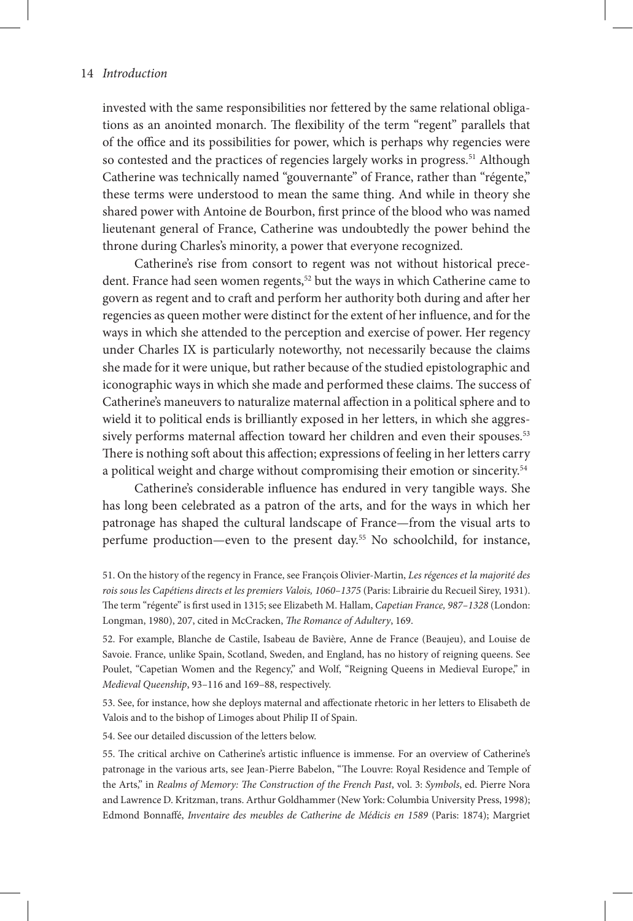invested with the same responsibilities nor fettered by the same relational obligations as an anointed monarch. The flexibility of the term "regent" parallels that of the office and its possibilities for power, which is perhaps why regencies were so contested and the practices of regencies largely works in progress.[51] Although Catherine was technically named "gouvernante" of France, rather than "régente," these terms were understood to mean the same thing. And while in theory she shared power with Antoine de Bourbon, first prince of the blood who was named lieutenant general of France, Catherine was undoubtedly the power behind the throne during Charles's minority, a power that everyone recognized.

Catherine's rise from consort to regent was not without historical precedent. France had seen women regents,[52] but the ways in which Catherine came to govern as regent and to craft and perform her authority both during and after her regencies as queen mother were distinct for the extent of her influence, and for the ways in which she attended to the perception and exercise of power. Her regency under Charles IX is particularly noteworthy, not necessarily because the claims she made for it were unique, but rather because of the studied epistolographic and iconographic ways in which she made and performed these claims. The success of Catherine's maneuvers to naturalize maternal affection in a political sphere and to wield it to political ends is brilliantly exposed in her letters, in which she aggressively performs maternal affection toward her children and even their spouses.[53] There is nothing soft about this affection; expressions of feeling in her letters carry a political weight and charge without compromising their emotion or sincerity.[54]

Catherine's considerable influence has endured in very tangible ways. She has long been celebrated as a patron of the arts, and for the ways in which her patronage has shaped the cultural landscape of France—from the visual arts to perfume production—even to the present day.[55] No schoolchild, for instance,

51. On the history of the regency in France, see François Olivier-Martin, *Les régences et la majorité des rois sous les Capétiens directs et les premiers Valois, 1060–1375* (Paris: Librairie du Recueil Sirey, 1931). The term "régente" is first used in 1315; see Elizabeth M. Hallam, *Capetian France, 987–1328* (London: Longman, 1980), 207, cited in McCracken, *The Romance of Adultery*, 169.

52. For example, Blanche de Castile, Isabeau de Bavière, Anne de France (Beaujeu), and Louise de Savoie. France, unlike Spain, Scotland, Sweden, and England, has no history of reigning queens. See Poulet, "Capetian Women and the Regency," and Wolf, "Reigning Queens in Medieval Europe," in *Medieval Queenship*, 93–116 and 169–88, respectively.

53. See, for instance, how she deploys maternal and affectionate rhetoric in her letters to Elisabeth de Valois and to the bishop of Limoges about Philip II of Spain.

54. See our detailed discussion of the letters below.

55. The critical archive on Catherine's artistic influence is immense. For an overview of Catherine's patronage in the various arts, see Jean-Pierre Babelon, "The Louvre: Royal Residence and Temple of the Arts," in *Realms of Memory: The Construction of the French Past*, vol. 3: *Symbols*, ed. Pierre Nora and Lawrence D. Kritzman, trans. Arthur Goldhammer (New York: Columbia University Press, 1998); Edmond Bonnaffé, *Inventaire des meubles de Catherine de Médicis en 1589* (Paris: 1874); Margriet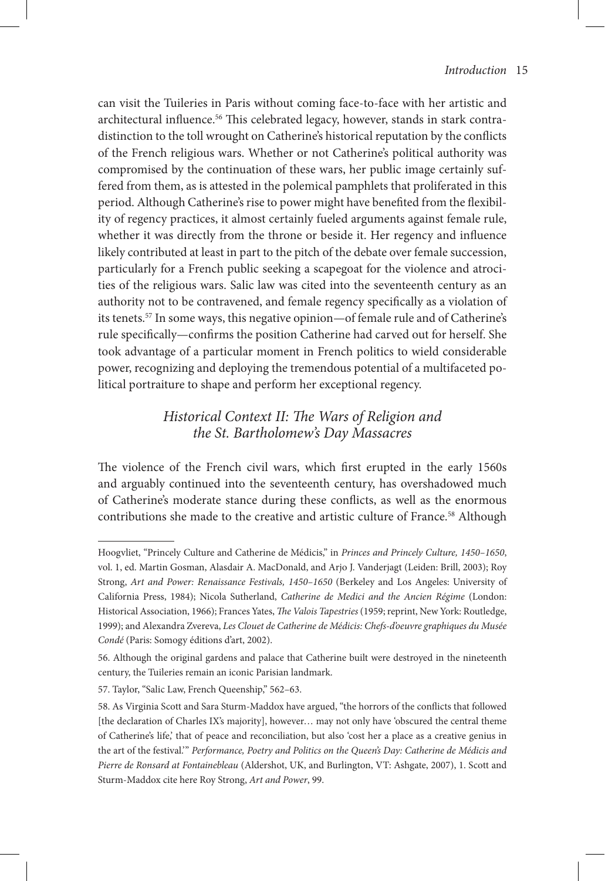can visit the Tuileries in Paris without coming face-to-face with her artistic and architectural influence.[56] This celebrated legacy, however, stands in stark contradistinction to the toll wrought on Catherine's historical reputation by the conflicts of the French religious wars. Whether or not Catherine's political authority was compromised by the continuation of these wars, her public image certainly suffered from them, as is attested in the polemical pamphlets that proliferated in this period. Although Catherine's rise to power might have benefited from the flexibility of regency practices, it almost certainly fueled arguments against female rule, whether it was directly from the throne or beside it. Her regency and influence likely contributed at least in part to the pitch of the debate over female succession, particularly for a French public seeking a scapegoat for the violence and atrocities of the religious wars. Salic law was cited into the seventeenth century as an authority not to be contravened, and female regency specifically as a violation of its tenets.[57] In some ways, this negative opinion—of female rule and of Catherine's rule specifically—confirms the position Catherine had carved out for herself. She took advantage of a particular moment in French politics to wield considerable power, recognizing and deploying the tremendous potential of a multifaceted political portraiture to shape and perform her exceptional regency.

## *Historical Context II: The Wars of Religion and the St. Bartholomew's Day Massacres*

The violence of the French civil wars, which first erupted in the early 1560s and arguably continued into the seventeenth century, has overshadowed much of Catherine's moderate stance during these conflicts, as well as the enormous contributions she made to the creative and artistic culture of France.[58] Although

---

Hoogvliet, "Princely Culture and Catherine de Médicis," in *Princes and Princely Culture, 1450–1650*, vol. 1, ed. Martin Gosman, Alasdair A. MacDonald, and Arjo J. Vanderjagt (Leiden: Brill, 2003); Roy Strong, *Art and Power: Renaissance Festivals, 1450–1650* (Berkeley and Los Angeles: University of California Press, 1984); Nicola Sutherland, *Catherine de Medici and the Ancien Régime* (London: Historical Association, 1966); Frances Yates, *The Valois Tapestries* (1959; reprint, New York: Routledge, 1999); and Alexandra Zvereva, *Les Clouet de Catherine de Médicis: Chefs-d'oeuvre graphiques du Musée Condé* (Paris: Somogy éditions d'art, 2002).

56. Although the original gardens and palace that Catherine built were destroyed in the nineteenth century, the Tuileries remain an iconic Parisian landmark.

57. Taylor, "Salic Law, French Queenship," 562–63.

58. As Virginia Scott and Sara Sturm-Maddox have argued, "the horrors of the conflicts that followed [the declaration of Charles IX's majority], however… may not only have 'obscured the central theme of Catherine's life,' that of peace and reconciliation, but also 'cost her a place as a creative genius in the art of the festival.'" *Performance, Poetry and Politics on the Queen's Day: Catherine de Médicis and Pierre de Ronsard at Fontainebleau* (Aldershot, UK, and Burlington, VT: Ashgate, 2007), 1. Scott and Sturm-Maddox cite here Roy Strong, *Art and Power*, 99.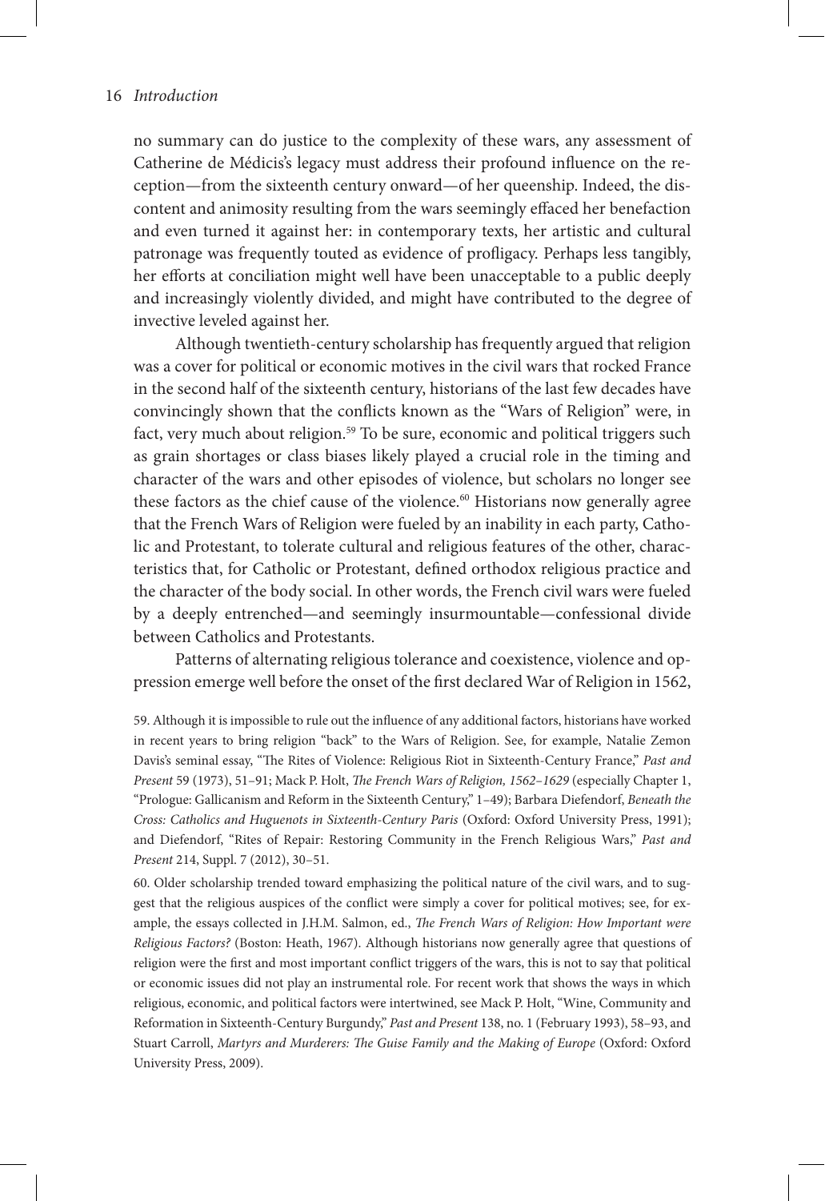no summary can do justice to the complexity of these wars, any assessment of Catherine de Médicis's legacy must address their profound influence on the reception—from the sixteenth century onward—of her queenship. Indeed, the discontent and animosity resulting from the wars seemingly effaced her benefaction and even turned it against her: in contemporary texts, her artistic and cultural patronage was frequently touted as evidence of profligacy. Perhaps less tangibly, her efforts at conciliation might well have been unacceptable to a public deeply and increasingly violently divided, and might have contributed to the degree of invective leveled against her.

Although twentieth-century scholarship has frequently argued that religion was a cover for political or economic motives in the civil wars that rocked France in the second half of the sixteenth century, historians of the last few decades have convincingly shown that the conflicts known as the "Wars of Religion" were, in fact, very much about religion.[59] To be sure, economic and political triggers such as grain shortages or class biases likely played a crucial role in the timing and character of the wars and other episodes of violence, but scholars no longer see these factors as the chief cause of the violence.[60] Historians now generally agree that the French Wars of Religion were fueled by an inability in each party, Catholic and Protestant, to tolerate cultural and religious features of the other, characteristics that, for Catholic or Protestant, defined orthodox religious practice and the character of the body social. In other words, the French civil wars were fueled by a deeply entrenched—and seemingly insurmountable—confessional divide between Catholics and Protestants.

Patterns of alternating religious tolerance and coexistence, violence and oppression emerge well before the onset of the first declared War of Religion in 1562,

59. Although it is impossible to rule out the influence of any additional factors, historians have worked in recent years to bring religion "back" to the Wars of Religion. See, for example, Natalie Zemon Davis's seminal essay, "The Rites of Violence: Religious Riot in Sixteenth-Century France," *Past and Present* 59 (1973), 51–91; Mack P. Holt, *The French Wars of Religion, 1562–1629* (especially Chapter 1, "Prologue: Gallicanism and Reform in the Sixteenth Century," 1–49); Barbara Diefendorf, *Beneath the Cross: Catholics and Huguenots in Sixteenth-Century Paris* (Oxford: Oxford University Press, 1991); and Diefendorf, "Rites of Repair: Restoring Community in the French Religious Wars," *Past and Present* 214, Suppl. 7 (2012), 30–51.

60. Older scholarship trended toward emphasizing the political nature of the civil wars, and to suggest that the religious auspices of the conflict were simply a cover for political motives; see, for example, the essays collected in J.H.M. Salmon, ed., *The French Wars of Religion: How Important were Religious Factors?* (Boston: Heath, 1967). Although historians now generally agree that questions of religion were the first and most important conflict triggers of the wars, this is not to say that political or economic issues did not play an instrumental role. For recent work that shows the ways in which religious, economic, and political factors were intertwined, see Mack P. Holt, "Wine, Community and Reformation in Sixteenth-Century Burgundy," *Past and Present* 138, no. 1 (February 1993), 58–93, and Stuart Carroll, *Martyrs and Murderers: The Guise Family and the Making of Europe* (Oxford: Oxford University Press, 2009).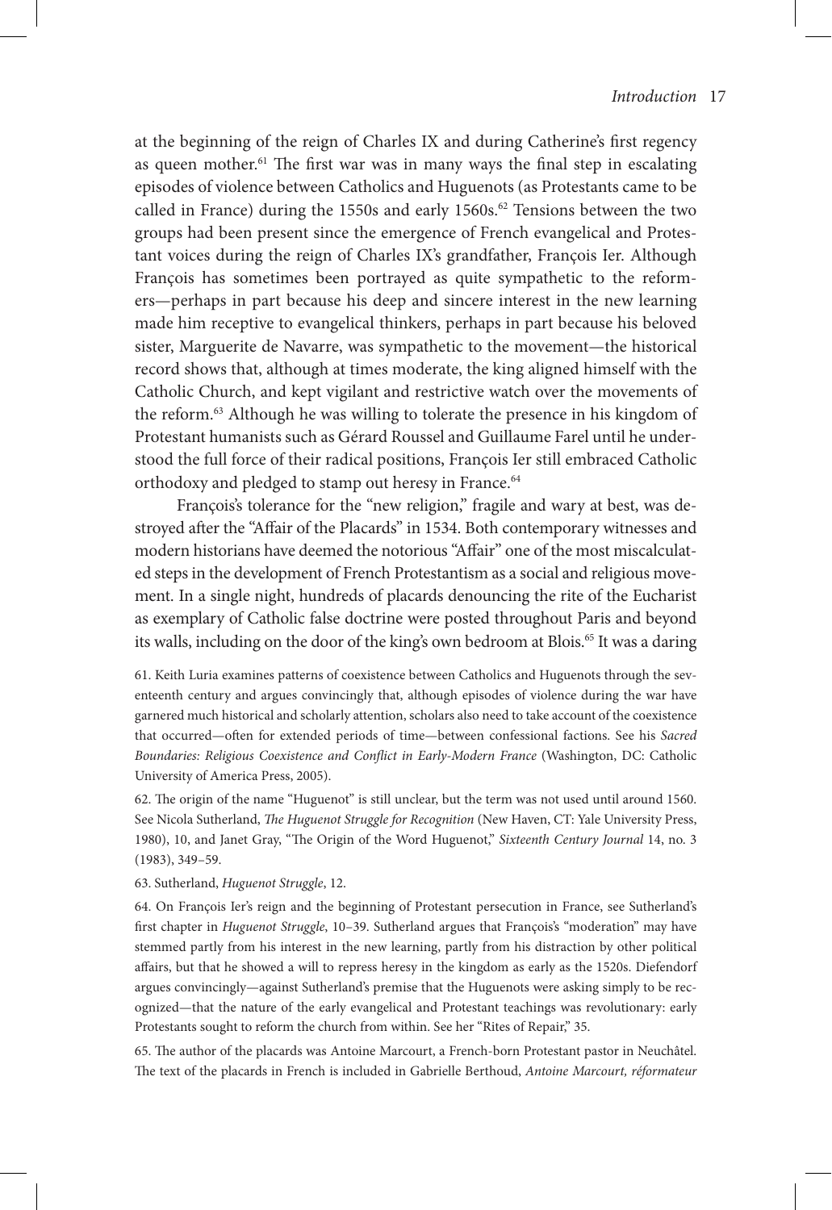at the beginning of the reign of Charles IX and during Catherine's first regency as queen mother.[61] The first war was in many ways the final step in escalating episodes of violence between Catholics and Huguenots (as Protestants came to be called in France) during the 1550s and early 1560s.[62] Tensions between the two groups had been present since the emergence of French evangelical and Protestant voices during the reign of Charles IX's grandfather, François Ier. Although François has sometimes been portrayed as quite sympathetic to the reformers—perhaps in part because his deep and sincere interest in the new learning made him receptive to evangelical thinkers, perhaps in part because his beloved sister, Marguerite de Navarre, was sympathetic to the movement—the historical record shows that, although at times moderate, the king aligned himself with the Catholic Church, and kept vigilant and restrictive watch over the movements of the reform.[63] Although he was willing to tolerate the presence in his kingdom of Protestant humanists such as Gérard Roussel and Guillaume Farel until he understood the full force of their radical positions, François Ier still embraced Catholic orthodoxy and pledged to stamp out heresy in France.[64]

François's tolerance for the "new religion," fragile and wary at best, was destroyed after the "Affair of the Placards" in 1534. Both contemporary witnesses and modern historians have deemed the notorious "Affair" one of the most miscalculated steps in the development of French Protestantism as a social and religious movement. In a single night, hundreds of placards denouncing the rite of the Eucharist as exemplary of Catholic false doctrine were posted throughout Paris and beyond its walls, including on the door of the king's own bedroom at Blois.[65] It was a daring

61. Keith Luria examines patterns of coexistence between Catholics and Huguenots through the seventeenth century and argues convincingly that, although episodes of violence during the war have garnered much historical and scholarly attention, scholars also need to take account of the coexistence that occurred—often for extended periods of time—between confessional factions. See his *Sacred Boundaries: Religious Coexistence and Conflict in Early-Modern France* (Washington, DC: Catholic University of America Press, 2005).

62. The origin of the name "Huguenot" is still unclear, but the term was not used until around 1560. See Nicola Sutherland, *The Huguenot Struggle for Recognition* (New Haven, CT: Yale University Press, 1980), 10, and Janet Gray, "The Origin of the Word Huguenot," *Sixteenth Century Journal* 14, no. 3 (1983), 349–59.

63. Sutherland, *Huguenot Struggle*, 12.

64. On François Ier's reign and the beginning of Protestant persecution in France, see Sutherland's first chapter in *Huguenot Struggle*, 10–39. Sutherland argues that François's "moderation" may have stemmed partly from his interest in the new learning, partly from his distraction by other political affairs, but that he showed a will to repress heresy in the kingdom as early as the 1520s. Diefendorf argues convincingly—against Sutherland's premise that the Huguenots were asking simply to be recognized—that the nature of the early evangelical and Protestant teachings was revolutionary: early Protestants sought to reform the church from within. See her "Rites of Repair," 35.

65. The author of the placards was Antoine Marcourt, a French-born Protestant pastor in Neuchâtel. The text of the placards in French is included in Gabrielle Berthoud, *Antoine Marcourt, réformateur*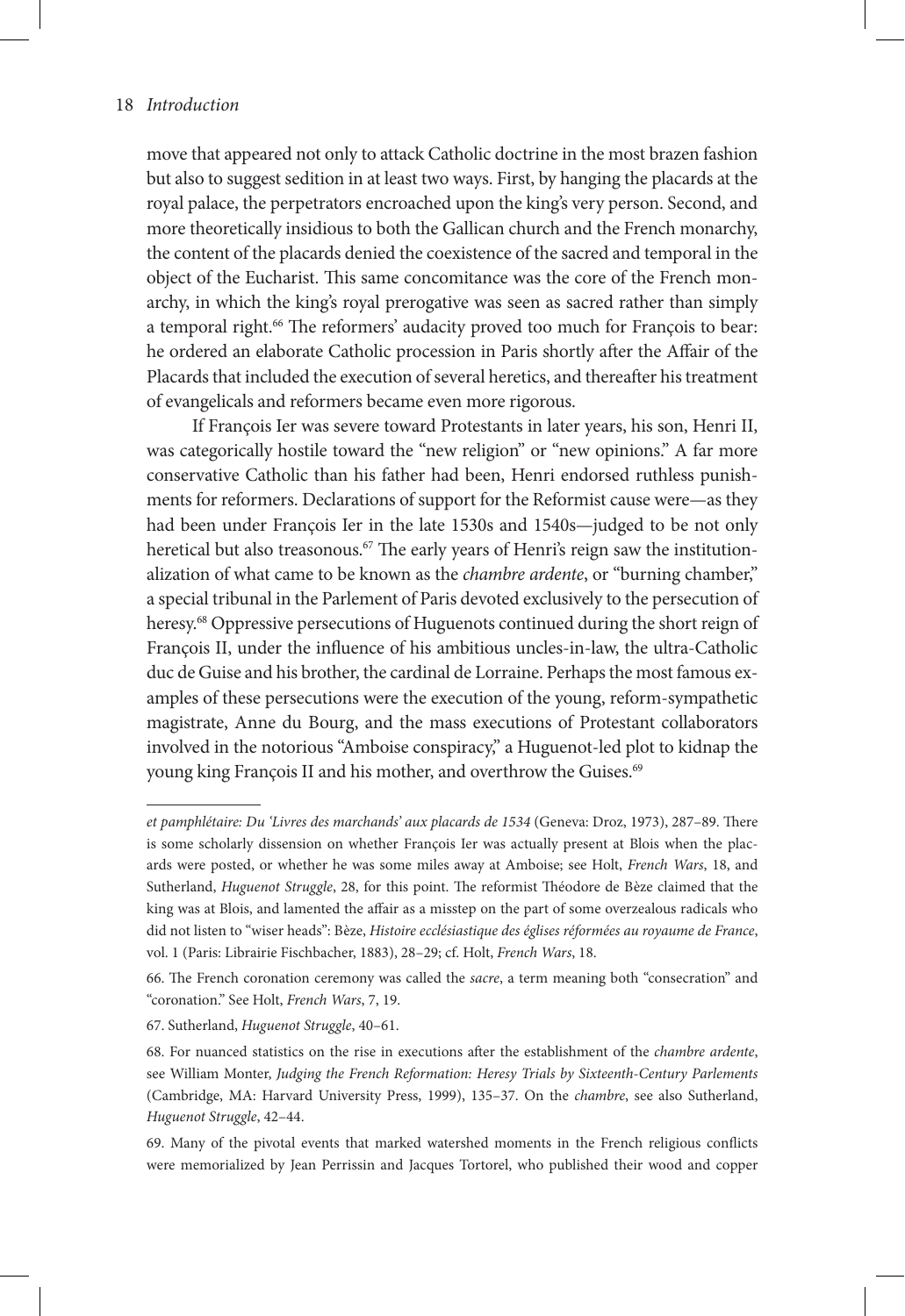move that appeared not only to attack Catholic doctrine in the most brazen fashion but also to suggest sedition in at least two ways. First, by hanging the placards at the royal palace, the perpetrators encroached upon the king's very person. Second, and more theoretically insidious to both the Gallican church and the French monarchy, the content of the placards denied the coexistence of the sacred and temporal in the object of the Eucharist. This same concomitance was the core of the French monarchy, in which the king's royal prerogative was seen as sacred rather than simply a temporal right.[66] The reformers' audacity proved too much for François to bear: he ordered an elaborate Catholic procession in Paris shortly after the Affair of the Placards that included the execution of several heretics, and thereafter his treatment of evangelicals and reformers became even more rigorous.

If François Ier was severe toward Protestants in later years, his son, Henri II, was categorically hostile toward the "new religion" or "new opinions." A far more conservative Catholic than his father had been, Henri endorsed ruthless punishments for reformers. Declarations of support for the Reformist cause were—as they had been under François Ier in the late 1530s and 1540s—judged to be not only heretical but also treasonous.[67] The early years of Henri's reign saw the institutionalization of what came to be known as the *chambre ardente*, or "burning chamber," a special tribunal in the Parlement of Paris devoted exclusively to the persecution of heresy.[68] Oppressive persecutions of Huguenots continued during the short reign of François II, under the influence of his ambitious uncles-in-law, the ultra-Catholic duc de Guise and his brother, the cardinal de Lorraine. Perhaps the most famous examples of these persecutions were the execution of the young, reform-sympathetic magistrate, Anne du Bourg, and the mass executions of Protestant collaborators involved in the notorious "Amboise conspiracy," a Huguenot-led plot to kidnap the young king François II and his mother, and overthrow the Guises.[69]

---

*et pamphlétaire: Du 'Livres des marchands' aux placards de 1534* (Geneva: Droz, 1973), 287–89. There is some scholarly dissension on whether François Ier was actually present at Blois when the placards were posted, or whether he was some miles away at Amboise; see Holt, *French Wars*, 18, and Sutherland, *Huguenot Struggle*, 28, for this point. The reformist Théodore de Bèze claimed that the king was at Blois, and lamented the affair as a misstep on the part of some overzealous radicals who did not listen to "wiser heads": Bèze, *Histoire ecclésiastique des églises réformées au royaume de France*, vol. 1 (Paris: Librairie Fischbacher, 1883), 28–29; cf. Holt, *French Wars*, 18.

66. The French coronation ceremony was called the *sacre*, a term meaning both "consecration" and "coronation." See Holt, *French Wars*, 7, 19.

67. Sutherland, *Huguenot Struggle*, 40–61.

68. For nuanced statistics on the rise in executions after the establishment of the *chambre ardente*, see William Monter, *Judging the French Reformation: Heresy Trials by Sixteenth-Century Parlements* (Cambridge, MA: Harvard University Press, 1999), 135–37. On the *chambre*, see also Sutherland, *Huguenot Struggle*, 42–44.

69. Many of the pivotal events that marked watershed moments in the French religious conflicts were memorialized by Jean Perrissin and Jacques Tortorel, who published their wood and copper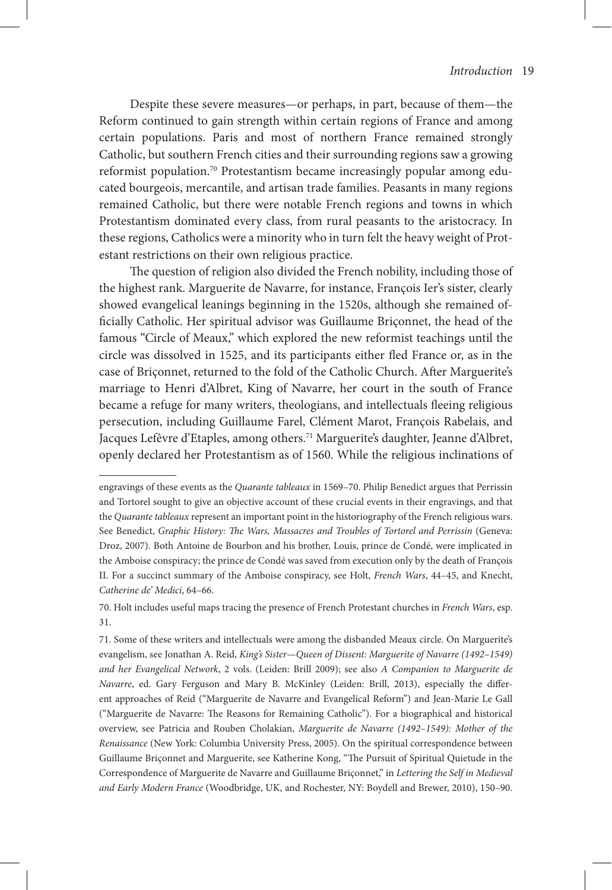Despite these severe measures—or perhaps, in part, because of them—the Reform continued to gain strength within certain regions of France and among certain populations. Paris and most of northern France remained strongly Catholic, but southern French cities and their surrounding regions saw a growing reformist population.[70] Protestantism became increasingly popular among educated bourgeois, mercantile, and artisan trade families. Peasants in many regions remained Catholic, but there were notable French regions and towns in which Protestantism dominated every class, from rural peasants to the aristocracy. In these regions, Catholics were a minority who in turn felt the heavy weight of Protestant restrictions on their own religious practice.

The question of religion also divided the French nobility, including those of the highest rank. Marguerite de Navarre, for instance, François Ier's sister, clearly showed evangelical leanings beginning in the 1520s, although she remained officially Catholic. Her spiritual advisor was Guillaume Briçonnet, the head of the famous "Circle of Meaux," which explored the new reformist teachings until the circle was dissolved in 1525, and its participants either fled France or, as in the case of Briçonnet, returned to the fold of the Catholic Church. After Marguerite's marriage to Henri d'Albret, King of Navarre, her court in the south of France became a refuge for many writers, theologians, and intellectuals fleeing religious persecution, including Guillaume Farel, Clément Marot, François Rabelais, and Jacques Lefêvre d'Etaples, among others.[71] Marguerite's daughter, Jeanne d'Albret, openly declared her Protestantism as of 1560. While the religious inclinations of

---

engravings of these events as the *Quarante tableaux* in 1569–70. Philip Benedict argues that Perrissin and Tortorel sought to give an objective account of these crucial events in their engravings, and that the *Quarante tableaux* represent an important point in the historiography of the French religious wars. See Benedict, *Graphic History: The Wars, Massacres and Troubles of Tortorel and Perrissin* (Geneva: Droz, 2007). Both Antoine de Bourbon and his brother, Louis, prince de Condé, were implicated in the Amboise conspiracy; the prince de Condé was saved from execution only by the death of François II. For a succinct summary of the Amboise conspiracy, see Holt, *French Wars*, 44–45, and Knecht, *Catherine de' Medici*, 64–66.

70. Holt includes useful maps tracing the presence of French Protestant churches in *French Wars*, esp. 31.

71. Some of these writers and intellectuals were among the disbanded Meaux circle. On Marguerite's evangelism, see Jonathan A. Reid, *King's Sister—Queen of Dissent: Marguerite of Navarre (1492–1549) and her Evangelical Network*, 2 vols. (Leiden: Brill 2009); see also *A Companion to Marguerite de Navarre*, ed. Gary Ferguson and Mary B. McKinley (Leiden: Brill, 2013), especially the different approaches of Reid ("Marguerite de Navarre and Evangelical Reform") and Jean-Marie Le Gall ("Marguerite de Navarre: The Reasons for Remaining Catholic"). For a biographical and historical overview, see Patricia and Rouben Cholakian, *Marguerite de Navarre (1492–1549): Mother of the Renaissance* (New York: Columbia University Press, 2005). On the spiritual correspondence between Guillaume Briçonnet and Marguerite, see Katherine Kong, "The Pursuit of Spiritual Quietude in the Correspondence of Marguerite de Navarre and Guillaume Briçonnet," in *Lettering the Self in Medieval and Early Modern France* (Woodbridge, UK, and Rochester, NY: Boydell and Brewer, 2010), 150–90.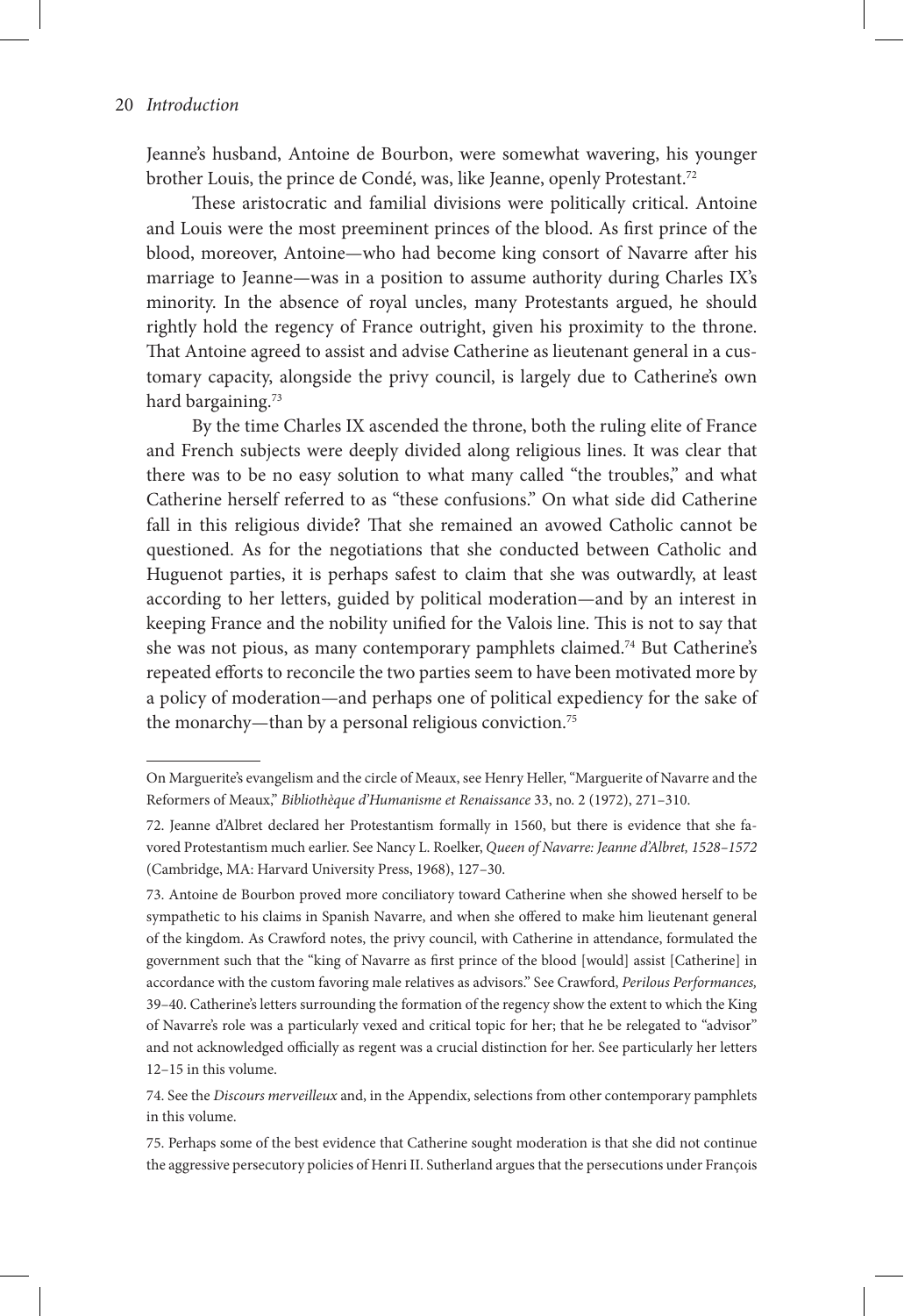Jeanne's husband, Antoine de Bourbon, were somewhat wavering, his younger brother Louis, the prince de Condé, was, like Jeanne, openly Protestant.[72]

These aristocratic and familial divisions were politically critical. Antoine and Louis were the most preeminent princes of the blood. As first prince of the blood, moreover, Antoine—who had become king consort of Navarre after his marriage to Jeanne—was in a position to assume authority during Charles IX's minority. In the absence of royal uncles, many Protestants argued, he should rightly hold the regency of France outright, given his proximity to the throne. That Antoine agreed to assist and advise Catherine as lieutenant general in a customary capacity, alongside the privy council, is largely due to Catherine's own hard bargaining.[73]

By the time Charles IX ascended the throne, both the ruling elite of France and French subjects were deeply divided along religious lines. It was clear that there was to be no easy solution to what many called "the troubles," and what Catherine herself referred to as "these confusions." On what side did Catherine fall in this religious divide? That she remained an avowed Catholic cannot be questioned. As for the negotiations that she conducted between Catholic and Huguenot parties, it is perhaps safest to claim that she was outwardly, at least according to her letters, guided by political moderation—and by an interest in keeping France and the nobility unified for the Valois line. This is not to say that she was not pious, as many contemporary pamphlets claimed.[74] But Catherine's repeated efforts to reconcile the two parties seem to have been motivated more by a policy of moderation—and perhaps one of political expediency for the sake of the monarchy—than by a personal religious conviction.[75]

---

On Marguerite's evangelism and the circle of Meaux, see Henry Heller, "Marguerite of Navarre and the Reformers of Meaux," *Bibliothèque d'Humanisme et Renaissance* 33, no. 2 (1972), 271–310.

72. Jeanne d'Albret declared her Protestantism formally in 1560, but there is evidence that she favored Protestantism much earlier. See Nancy L. Roelker, *Queen of Navarre: Jeanne d'Albret, 1528–1572* (Cambridge, MA: Harvard University Press, 1968), 127–30.

73. Antoine de Bourbon proved more conciliatory toward Catherine when she showed herself to be sympathetic to his claims in Spanish Navarre, and when she offered to make him lieutenant general of the kingdom. As Crawford notes, the privy council, with Catherine in attendance, formulated the government such that the "king of Navarre as first prince of the blood [would] assist [Catherine] in accordance with the custom favoring male relatives as advisors." See Crawford, *Perilous Performances,* 39–40. Catherine's letters surrounding the formation of the regency show the extent to which the King of Navarre's role was a particularly vexed and critical topic for her; that he be relegated to "advisor" and not acknowledged officially as regent was a crucial distinction for her. See particularly her letters 12–15 in this volume.

74. See the *Discours merveilleux* and, in the Appendix, selections from other contemporary pamphlets in this volume.

75. Perhaps some of the best evidence that Catherine sought moderation is that she did not continue the aggressive persecutory policies of Henri II. Sutherland argues that the persecutions under François